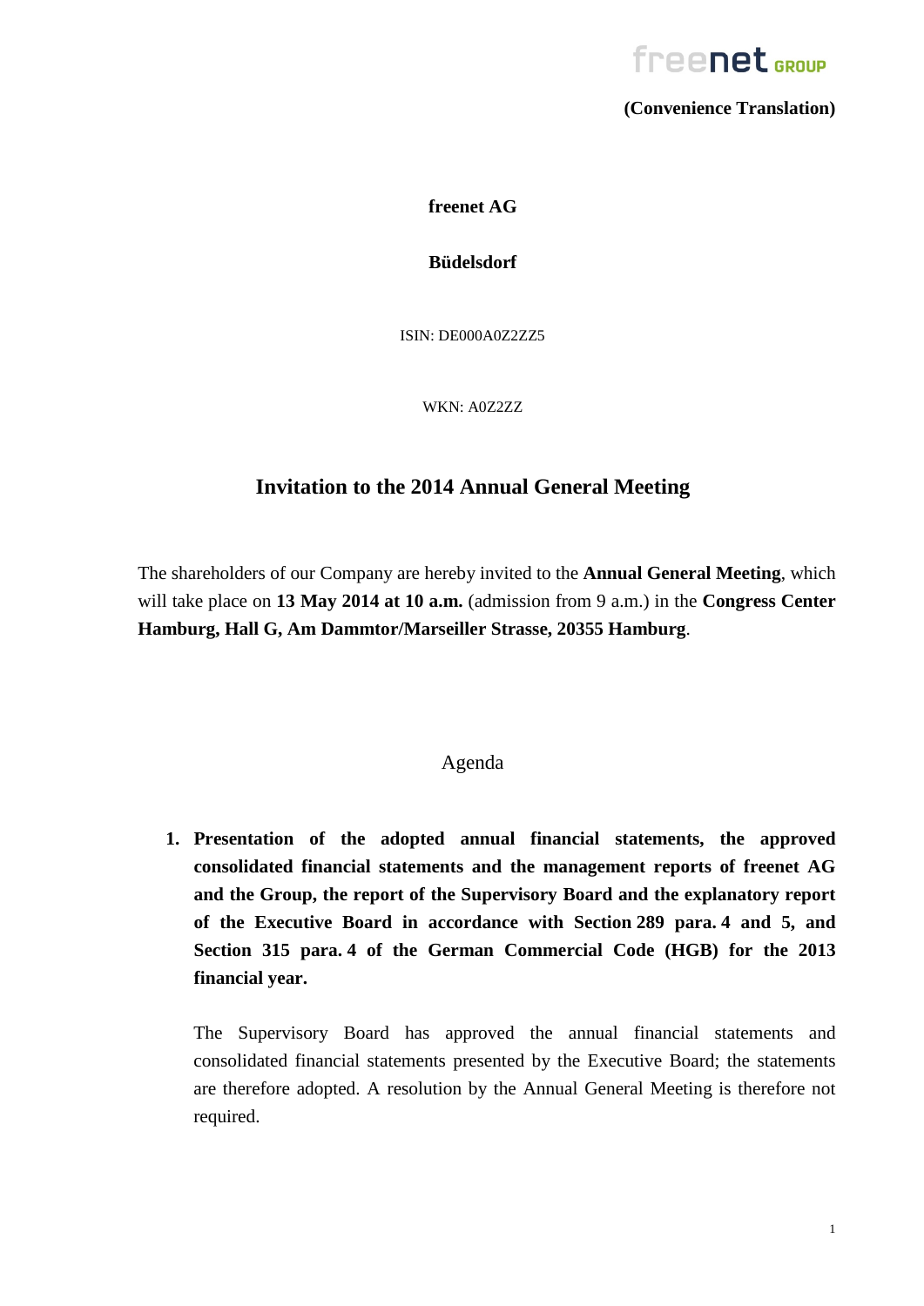**(Convenience Translation)**

**freenet AG**

**Büdelsdorf**

ISIN: DE000A0Z2ZZ5

WKN: A0Z2ZZ

# Invitation to the 2014 Annual General Meeting

The shareholders of our Company are hereby invited to the **Annual General Meeting**, which will take place on **13 May 2014 at 10 a.m.** (admission from 9 a.m.) in the **Congress Center Hamburg, Hall G, Am Dammtor/Marseiller Strasse, 20355 Hamburg**.

## Agenda

1. **Presentation of the adopted annual financial statements, the approved consolidated financial statements and the management reports of freenet AG and the Group, the report of the Supervisory Board and the explanatory report of the Executive Board in accordance with Section 289 para. 4 and 5, and Section 315 para. 4 of the German Commercial Code (HGB) for the 2013 financial year.**

   The Supervisory Board has approved the annual financial statements and consolidated financial statements presented by the Executive Board; the statements are therefore adopted. A resolution by the Annual General Meeting is therefore not required.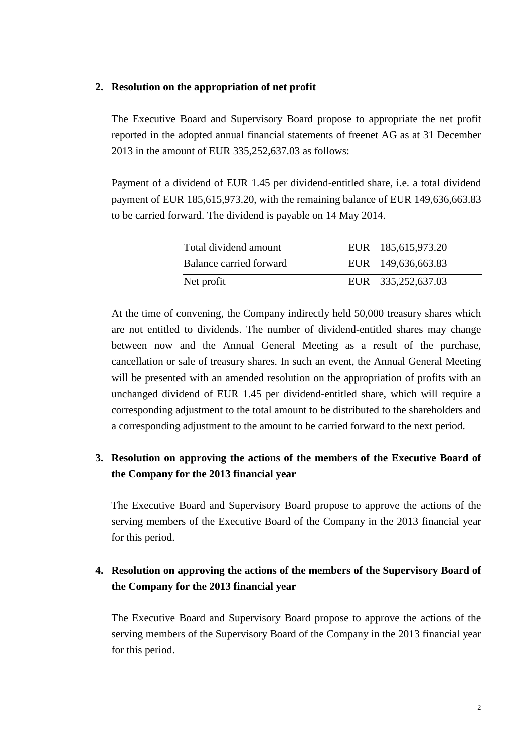## 2. Resolution on the appropriation of net profit

The Executive Board and Supervisory Board propose to appropriate the net profit reported in the adopted annual financial statements of freenet AG as at 31 December 2013 in the amount of EUR 335,252,637.03 as follows:

Payment of a dividend of EUR 1.45 per dividend-entitled share, i.e. a total dividend payment of EUR 185,615,973.20, with the remaining balance of EUR 149,636,663.83 to be carried forward. The dividend is payable on 14 May 2014.

| | | |
|---|---|---|
| Total dividend amount | EUR | 185,615,973.20 |
| Balance carried forward | EUR | 149,636,663.83 |
| Net profit | EUR | 335,252,637.03 |

At the time of convening, the Company indirectly held 50,000 treasury shares which are not entitled to dividends. The number of dividend-entitled shares may change between now and the Annual General Meeting as a result of the purchase, cancellation or sale of treasury shares. In such an event, the Annual General Meeting will be presented with an amended resolution on the appropriation of profits with an unchanged dividend of EUR 1.45 per dividend-entitled share, which will require a corresponding adjustment to the total amount to be distributed to the shareholders and a corresponding adjustment to the amount to be carried forward to the next period.

## 3. Resolution on approving the actions of the members of the Executive Board of the Company for the 2013 financial year

The Executive Board and Supervisory Board propose to approve the actions of the serving members of the Executive Board of the Company in the 2013 financial year for this period.

## 4. Resolution on approving the actions of the members of the Supervisory Board of the Company for the 2013 financial year

The Executive Board and Supervisory Board propose to approve the actions of the serving members of the Supervisory Board of the Company in the 2013 financial year for this period.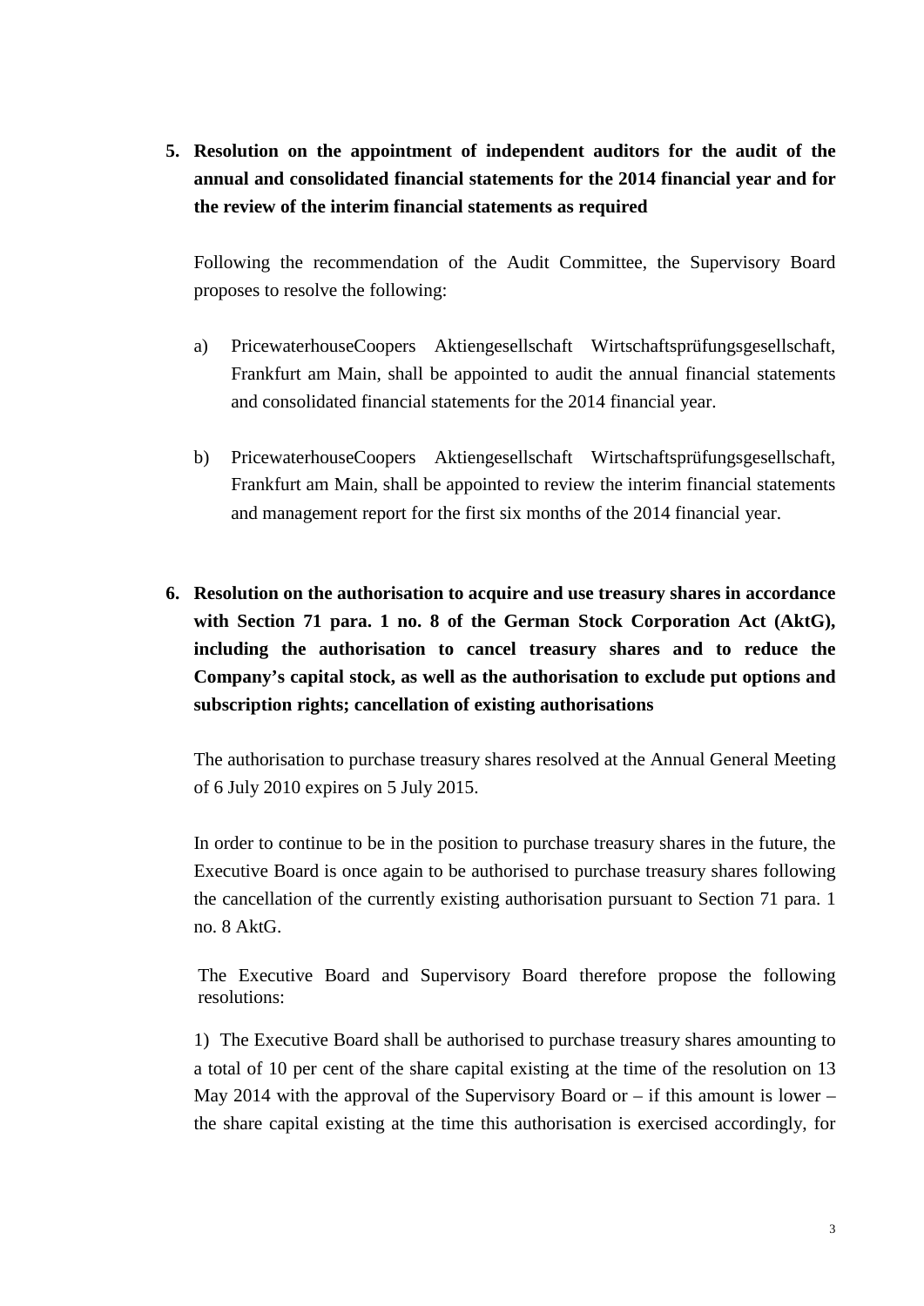**5. Resolution on the appointment of independent auditors for the audit of the annual and consolidated financial statements for the 2014 financial year and for the review of the interim financial statements as required**

Following the recommendation of the Audit Committee, the Supervisory Board proposes to resolve the following:

a) PricewaterhouseCoopers Aktiengesellschaft Wirtschaftsprüfungsgesellschaft, Frankfurt am Main, shall be appointed to audit the annual financial statements and consolidated financial statements for the 2014 financial year.

b) PricewaterhouseCoopers Aktiengesellschaft Wirtschaftsprüfungsgesellschaft, Frankfurt am Main, shall be appointed to review the interim financial statements and management report for the first six months of the 2014 financial year.

**6. Resolution on the authorisation to acquire and use treasury shares in accordance with Section 71 para. 1 no. 8 of the German Stock Corporation Act (AktG), including the authorisation to cancel treasury shares and to reduce the Company's capital stock, as well as the authorisation to exclude put options and subscription rights; cancellation of existing authorisations**

The authorisation to purchase treasury shares resolved at the Annual General Meeting of 6 July 2010 expires on 5 July 2015.

In order to continue to be in the position to purchase treasury shares in the future, the Executive Board is once again to be authorised to purchase treasury shares following the cancellation of the currently existing authorisation pursuant to Section 71 para. 1 no. 8 AktG.

The Executive Board and Supervisory Board therefore propose the following resolutions:

1) The Executive Board shall be authorised to purchase treasury shares amounting to a total of 10 per cent of the share capital existing at the time of the resolution on 13 May 2014 with the approval of the Supervisory Board or – if this amount is lower – the share capital existing at the time this authorisation is exercised accordingly, for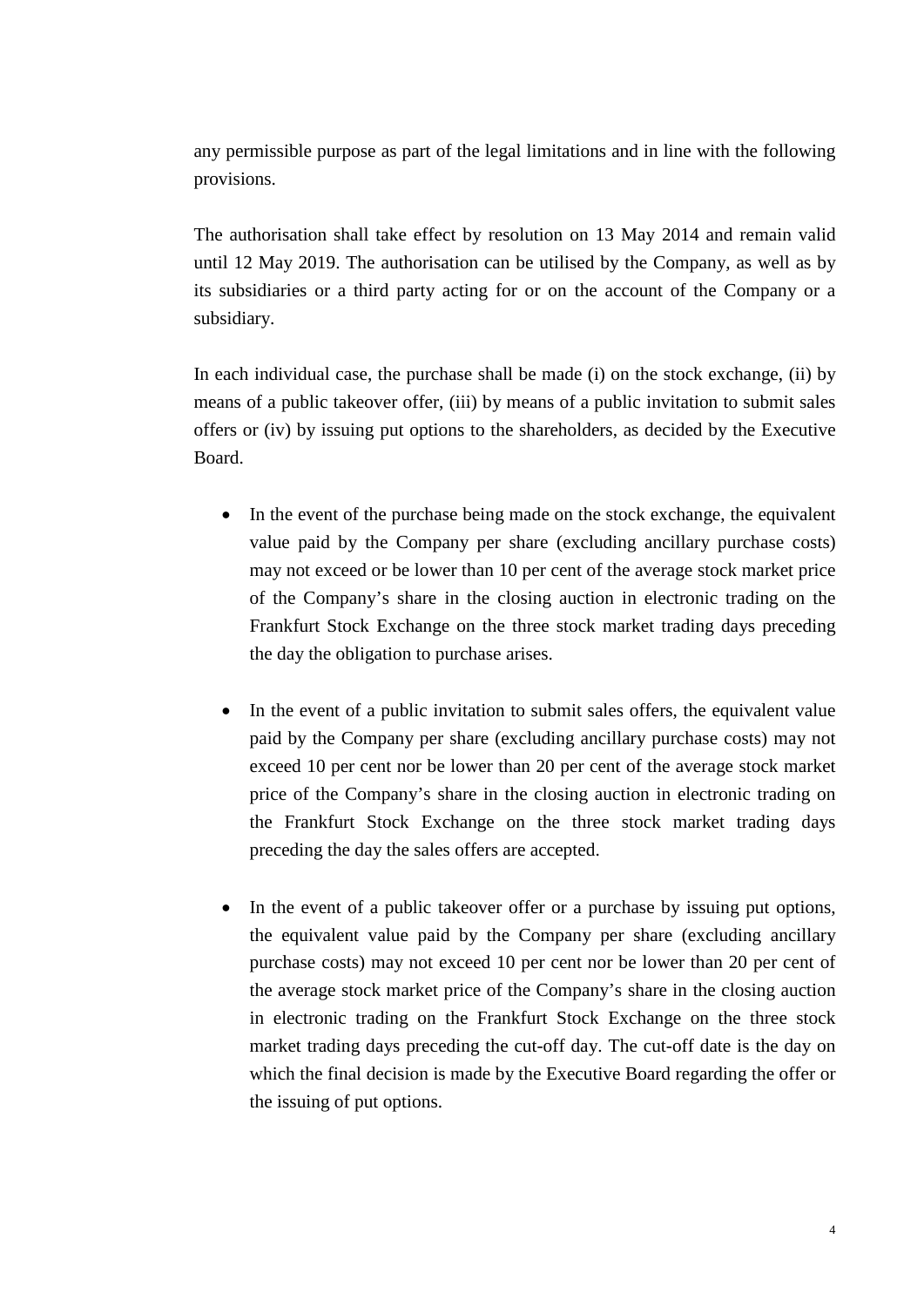any permissible purpose as part of the legal limitations and in line with the following provisions.

The authorisation shall take effect by resolution on 13 May 2014 and remain valid until 12 May 2019. The authorisation can be utilised by the Company, as well as by its subsidiaries or a third party acting for or on the account of the Company or a subsidiary.

In each individual case, the purchase shall be made (i) on the stock exchange, (ii) by means of a public takeover offer, (iii) by means of a public invitation to submit sales offers or (iv) by issuing put options to the shareholders, as decided by the Executive Board.

- In the event of the purchase being made on the stock exchange, the equivalent value paid by the Company per share (excluding ancillary purchase costs) may not exceed or be lower than 10 per cent of the average stock market price of the Company's share in the closing auction in electronic trading on the Frankfurt Stock Exchange on the three stock market trading days preceding the day the obligation to purchase arises.

- In the event of a public invitation to submit sales offers, the equivalent value paid by the Company per share (excluding ancillary purchase costs) may not exceed 10 per cent nor be lower than 20 per cent of the average stock market price of the Company's share in the closing auction in electronic trading on the Frankfurt Stock Exchange on the three stock market trading days preceding the day the sales offers are accepted.

- In the event of a public takeover offer or a purchase by issuing put options, the equivalent value paid by the Company per share (excluding ancillary purchase costs) may not exceed 10 per cent nor be lower than 20 per cent of the average stock market price of the Company's share in the closing auction in electronic trading on the Frankfurt Stock Exchange on the three stock market trading days preceding the cut-off day. The cut-off date is the day on which the final decision is made by the Executive Board regarding the offer or the issuing of put options.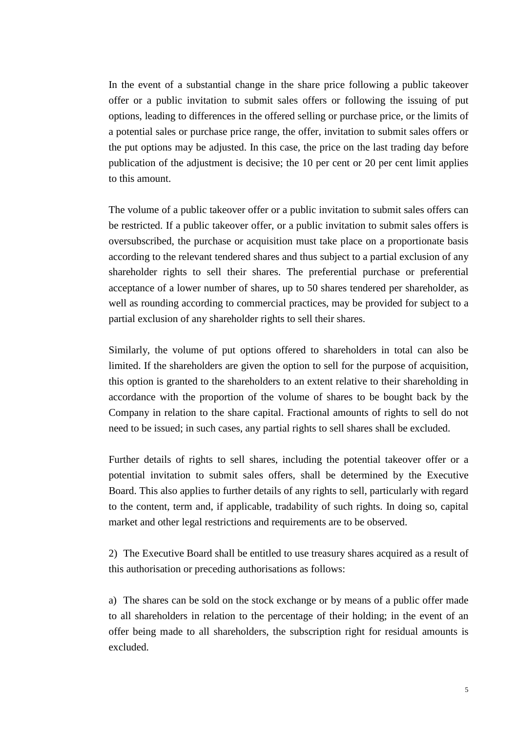In the event of a substantial change in the share price following a public takeover offer or a public invitation to submit sales offers or following the issuing of put options, leading to differences in the offered selling or purchase price, or the limits of a potential sales or purchase price range, the offer, invitation to submit sales offers or the put options may be adjusted. In this case, the price on the last trading day before publication of the adjustment is decisive; the 10 per cent or 20 per cent limit applies to this amount.

The volume of a public takeover offer or a public invitation to submit sales offers can be restricted. If a public takeover offer, or a public invitation to submit sales offers is oversubscribed, the purchase or acquisition must take place on a proportionate basis according to the relevant tendered shares and thus subject to a partial exclusion of any shareholder rights to sell their shares. The preferential purchase or preferential acceptance of a lower number of shares, up to 50 shares tendered per shareholder, as well as rounding according to commercial practices, may be provided for subject to a partial exclusion of any shareholder rights to sell their shares.

Similarly, the volume of put options offered to shareholders in total can also be limited. If the shareholders are given the option to sell for the purpose of acquisition, this option is granted to the shareholders to an extent relative to their shareholding in accordance with the proportion of the volume of shares to be bought back by the Company in relation to the share capital. Fractional amounts of rights to sell do not need to be issued; in such cases, any partial rights to sell shares shall be excluded.

Further details of rights to sell shares, including the potential takeover offer or a potential invitation to submit sales offers, shall be determined by the Executive Board. This also applies to further details of any rights to sell, particularly with regard to the content, term and, if applicable, tradability of such rights. In doing so, capital market and other legal restrictions and requirements are to be observed.

2) The Executive Board shall be entitled to use treasury shares acquired as a result of this authorisation or preceding authorisations as follows:

a) The shares can be sold on the stock exchange or by means of a public offer made to all shareholders in relation to the percentage of their holding; in the event of an offer being made to all shareholders, the subscription right for residual amounts is excluded.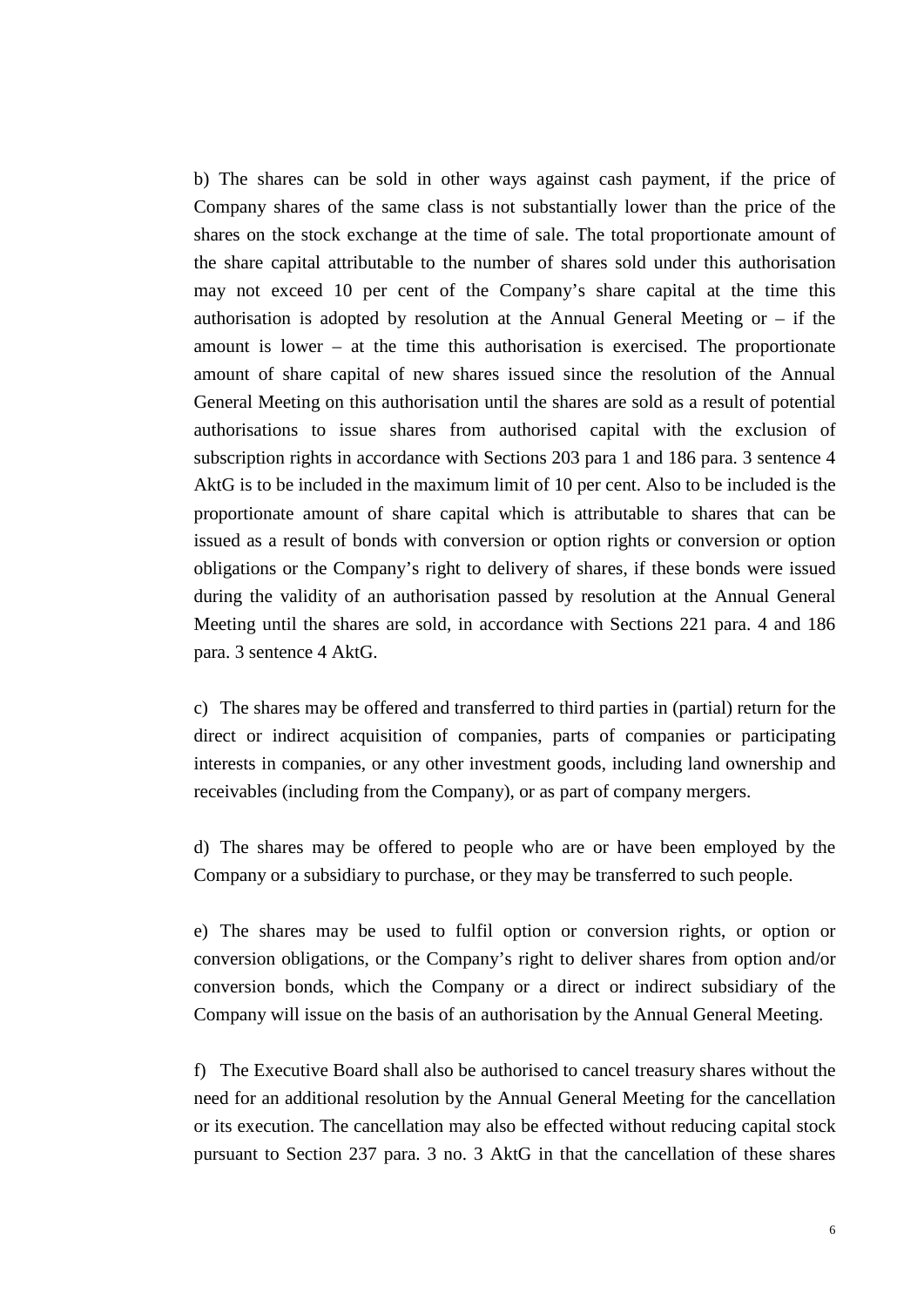b) The shares can be sold in other ways against cash payment, if the price of Company shares of the same class is not substantially lower than the price of the shares on the stock exchange at the time of sale. The total proportionate amount of the share capital attributable to the number of shares sold under this authorisation may not exceed 10 per cent of the Company's share capital at the time this authorisation is adopted by resolution at the Annual General Meeting or – if the amount is lower – at the time this authorisation is exercised. The proportionate amount of share capital of new shares issued since the resolution of the Annual General Meeting on this authorisation until the shares are sold as a result of potential authorisations to issue shares from authorised capital with the exclusion of subscription rights in accordance with Sections 203 para 1 and 186 para. 3 sentence 4 AktG is to be included in the maximum limit of 10 per cent. Also to be included is the proportionate amount of share capital which is attributable to shares that can be issued as a result of bonds with conversion or option rights or conversion or option obligations or the Company's right to delivery of shares, if these bonds were issued during the validity of an authorisation passed by resolution at the Annual General Meeting until the shares are sold, in accordance with Sections 221 para. 4 and 186 para. 3 sentence 4 AktG.

c) The shares may be offered and transferred to third parties in (partial) return for the direct or indirect acquisition of companies, parts of companies or participating interests in companies, or any other investment goods, including land ownership and receivables (including from the Company), or as part of company mergers.

d) The shares may be offered to people who are or have been employed by the Company or a subsidiary to purchase, or they may be transferred to such people.

e) The shares may be used to fulfil option or conversion rights, or option or conversion obligations, or the Company's right to deliver shares from option and/or conversion bonds, which the Company or a direct or indirect subsidiary of the Company will issue on the basis of an authorisation by the Annual General Meeting.

f) The Executive Board shall also be authorised to cancel treasury shares without the need for an additional resolution by the Annual General Meeting for the cancellation or its execution. The cancellation may also be effected without reducing capital stock pursuant to Section 237 para. 3 no. 3 AktG in that the cancellation of these shares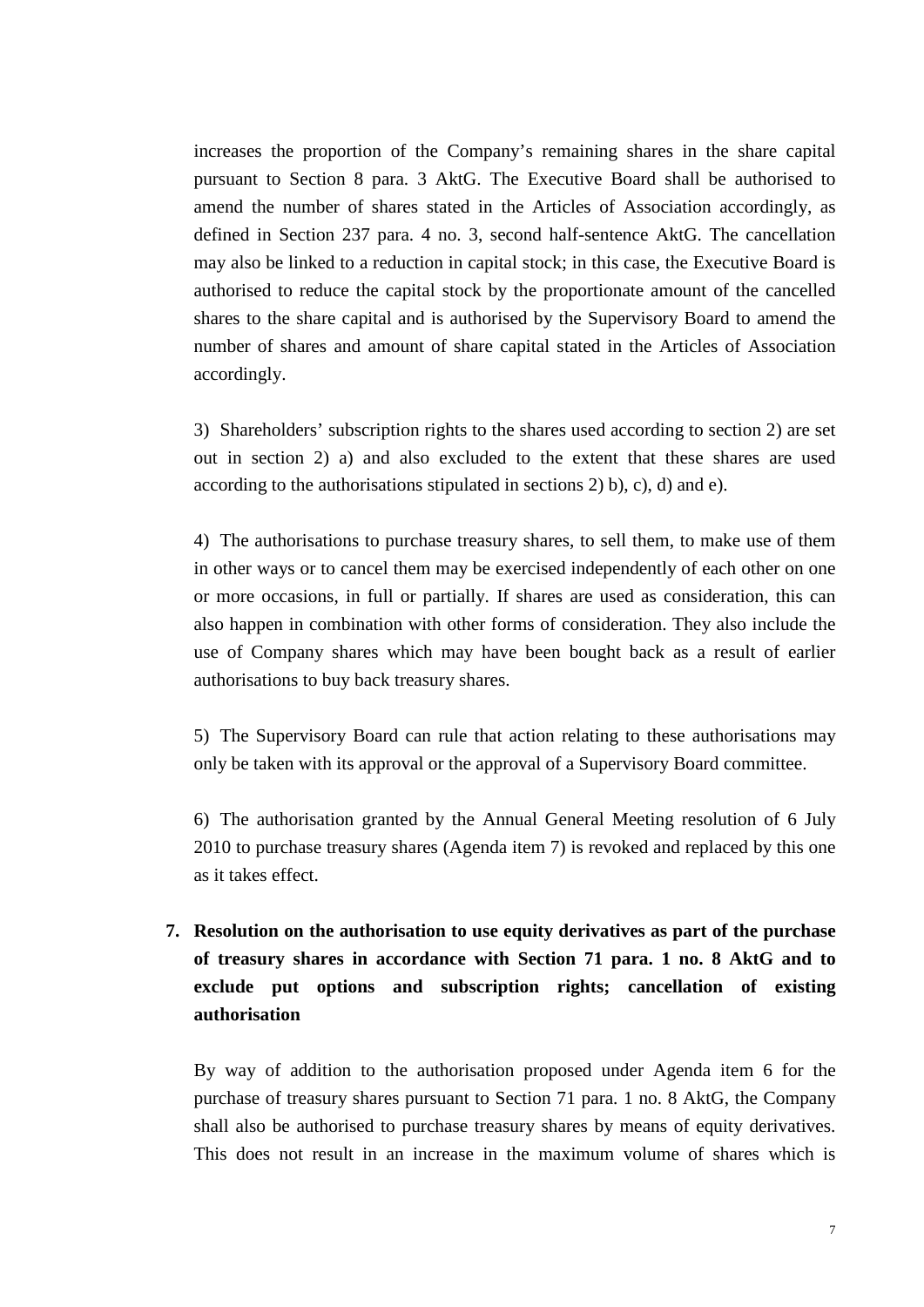increases the proportion of the Company's remaining shares in the share capital pursuant to Section 8 para. 3 AktG. The Executive Board shall be authorised to amend the number of shares stated in the Articles of Association accordingly, as defined in Section 237 para. 4 no. 3, second half-sentence AktG. The cancellation may also be linked to a reduction in capital stock; in this case, the Executive Board is authorised to reduce the capital stock by the proportionate amount of the cancelled shares to the share capital and is authorised by the Supervisory Board to amend the number of shares and amount of share capital stated in the Articles of Association accordingly.

3) Shareholders' subscription rights to the shares used according to section 2) are set out in section 2) a) and also excluded to the extent that these shares are used according to the authorisations stipulated in sections 2) b), c), d) and e).

4) The authorisations to purchase treasury shares, to sell them, to make use of them in other ways or to cancel them may be exercised independently of each other on one or more occasions, in full or partially. If shares are used as consideration, this can also happen in combination with other forms of consideration. They also include the use of Company shares which may have been bought back as a result of earlier authorisations to buy back treasury shares.

5) The Supervisory Board can rule that action relating to these authorisations may only be taken with its approval or the approval of a Supervisory Board committee.

6) The authorisation granted by the Annual General Meeting resolution of 6 July 2010 to purchase treasury shares (Agenda item 7) is revoked and replaced by this one as it takes effect.

**7. Resolution on the authorisation to use equity derivatives as part of the purchase of treasury shares in accordance with Section 71 para. 1 no. 8 AktG and to exclude put options and subscription rights; cancellation of existing authorisation**

By way of addition to the authorisation proposed under Agenda item 6 for the purchase of treasury shares pursuant to Section 71 para. 1 no. 8 AktG, the Company shall also be authorised to purchase treasury shares by means of equity derivatives. This does not result in an increase in the maximum volume of shares which is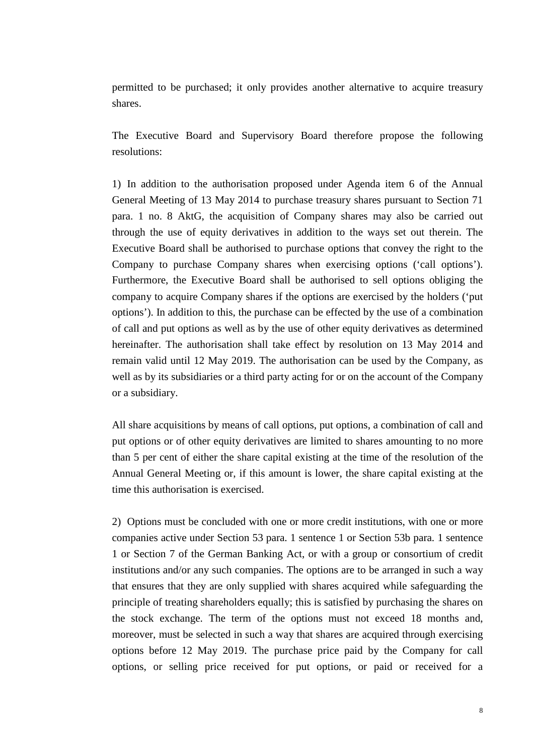permitted to be purchased; it only provides another alternative to acquire treasury shares.

The Executive Board and Supervisory Board therefore propose the following resolutions:

1) In addition to the authorisation proposed under Agenda item 6 of the Annual General Meeting of 13 May 2014 to purchase treasury shares pursuant to Section 71 para. 1 no. 8 AktG, the acquisition of Company shares may also be carried out through the use of equity derivatives in addition to the ways set out therein. The Executive Board shall be authorised to purchase options that convey the right to the Company to purchase Company shares when exercising options ('call options'). Furthermore, the Executive Board shall be authorised to sell options obliging the company to acquire Company shares if the options are exercised by the holders ('put options'). In addition to this, the purchase can be effected by the use of a combination of call and put options as well as by the use of other equity derivatives as determined hereinafter. The authorisation shall take effect by resolution on 13 May 2014 and remain valid until 12 May 2019. The authorisation can be used by the Company, as well as by its subsidiaries or a third party acting for or on the account of the Company or a subsidiary.

All share acquisitions by means of call options, put options, a combination of call and put options or of other equity derivatives are limited to shares amounting to no more than 5 per cent of either the share capital existing at the time of the resolution of the Annual General Meeting or, if this amount is lower, the share capital existing at the time this authorisation is exercised.

2) Options must be concluded with one or more credit institutions, with one or more companies active under Section 53 para. 1 sentence 1 or Section 53b para. 1 sentence 1 or Section 7 of the German Banking Act, or with a group or consortium of credit institutions and/or any such companies. The options are to be arranged in such a way that ensures that they are only supplied with shares acquired while safeguarding the principle of treating shareholders equally; this is satisfied by purchasing the shares on the stock exchange. The term of the options must not exceed 18 months and, moreover, must be selected in such a way that shares are acquired through exercising options before 12 May 2019. The purchase price paid by the Company for call options, or selling price received for put options, or paid or received for a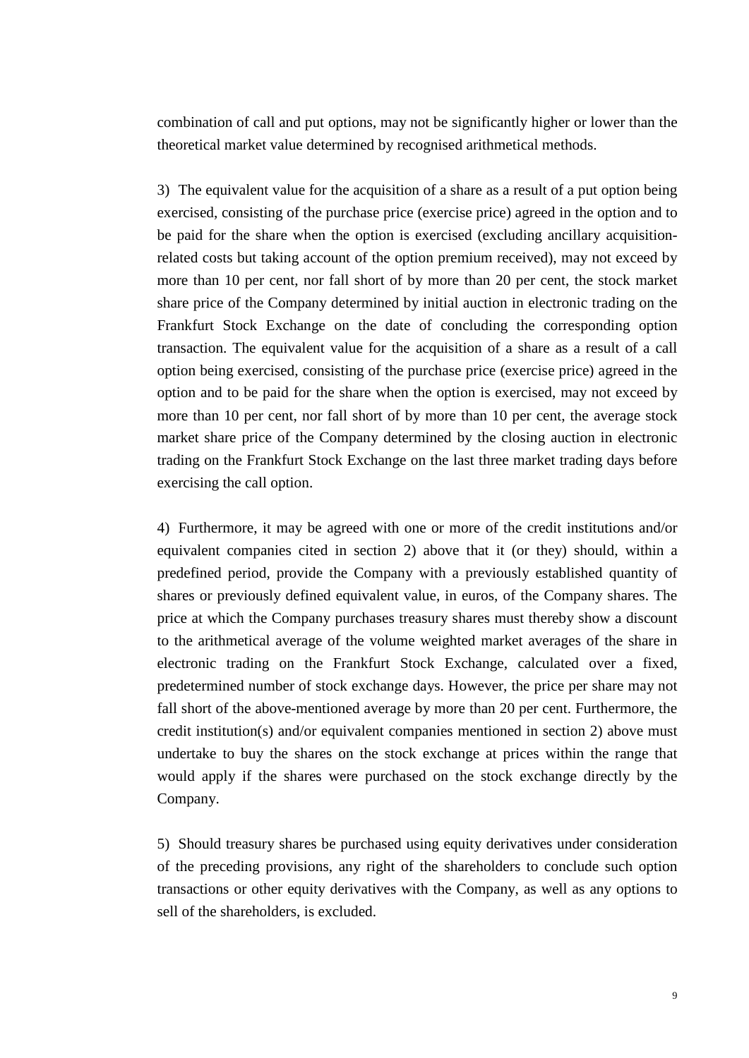combination of call and put options, may not be significantly higher or lower than the theoretical market value determined by recognised arithmetical methods.

3) The equivalent value for the acquisition of a share as a result of a put option being exercised, consisting of the purchase price (exercise price) agreed in the option and to be paid for the share when the option is exercised (excluding ancillary acquisition-related costs but taking account of the option premium received), may not exceed by more than 10 per cent, nor fall short of by more than 20 per cent, the stock market share price of the Company determined by initial auction in electronic trading on the Frankfurt Stock Exchange on the date of concluding the corresponding option transaction. The equivalent value for the acquisition of a share as a result of a call option being exercised, consisting of the purchase price (exercise price) agreed in the option and to be paid for the share when the option is exercised, may not exceed by more than 10 per cent, nor fall short of by more than 10 per cent, the average stock market share price of the Company determined by the closing auction in electronic trading on the Frankfurt Stock Exchange on the last three market trading days before exercising the call option.

4) Furthermore, it may be agreed with one or more of the credit institutions and/or equivalent companies cited in section 2) above that it (or they) should, within a predefined period, provide the Company with a previously established quantity of shares or previously defined equivalent value, in euros, of the Company shares. The price at which the Company purchases treasury shares must thereby show a discount to the arithmetical average of the volume weighted market averages of the share in electronic trading on the Frankfurt Stock Exchange, calculated over a fixed, predetermined number of stock exchange days. However, the price per share may not fall short of the above-mentioned average by more than 20 per cent. Furthermore, the credit institution(s) and/or equivalent companies mentioned in section 2) above must undertake to buy the shares on the stock exchange at prices within the range that would apply if the shares were purchased on the stock exchange directly by the Company.

5) Should treasury shares be purchased using equity derivatives under consideration of the preceding provisions, any right of the shareholders to conclude such option transactions or other equity derivatives with the Company, as well as any options to sell of the shareholders, is excluded.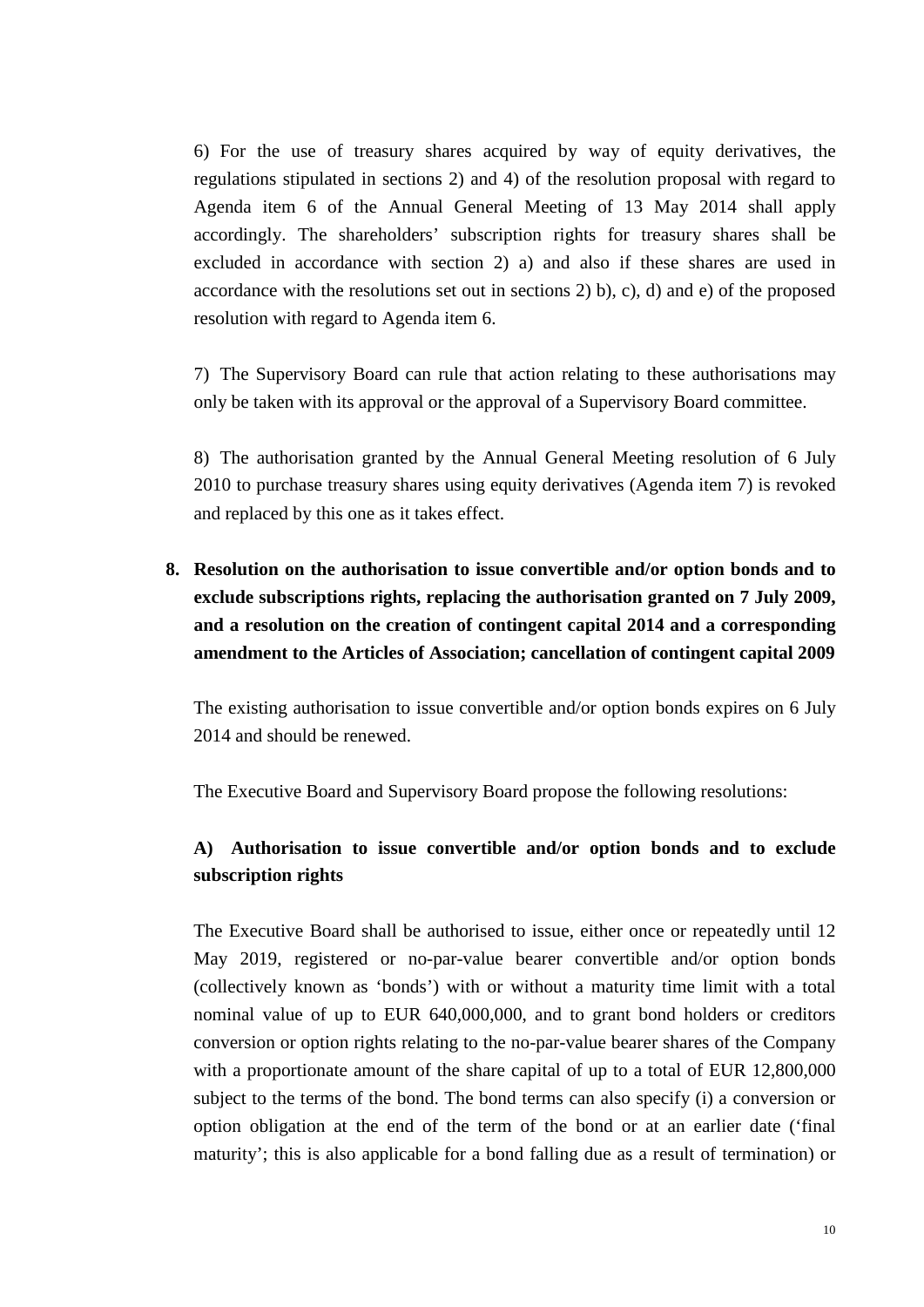6) For the use of treasury shares acquired by way of equity derivatives, the regulations stipulated in sections 2) and 4) of the resolution proposal with regard to Agenda item 6 of the Annual General Meeting of 13 May 2014 shall apply accordingly. The shareholders' subscription rights for treasury shares shall be excluded in accordance with section 2) a) and also if these shares are used in accordance with the resolutions set out in sections 2) b), c), d) and e) of the proposed resolution with regard to Agenda item 6.

7) The Supervisory Board can rule that action relating to these authorisations may only be taken with its approval or the approval of a Supervisory Board committee.

8) The authorisation granted by the Annual General Meeting resolution of 6 July 2010 to purchase treasury shares using equity derivatives (Agenda item 7) is revoked and replaced by this one as it takes effect.

**8. Resolution on the authorisation to issue convertible and/or option bonds and to exclude subscriptions rights, replacing the authorisation granted on 7 July 2009, and a resolution on the creation of contingent capital 2014 and a corresponding amendment to the Articles of Association; cancellation of contingent capital 2009**

The existing authorisation to issue convertible and/or option bonds expires on 6 July 2014 and should be renewed.

The Executive Board and Supervisory Board propose the following resolutions:

**A) Authorisation to issue convertible and/or option bonds and to exclude subscription rights**

The Executive Board shall be authorised to issue, either once or repeatedly until 12 May 2019, registered or no-par-value bearer convertible and/or option bonds (collectively known as 'bonds') with or without a maturity time limit with a total nominal value of up to EUR 640,000,000, and to grant bond holders or creditors conversion or option rights relating to the no-par-value bearer shares of the Company with a proportionate amount of the share capital of up to a total of EUR 12,800,000 subject to the terms of the bond. The bond terms can also specify (i) a conversion or option obligation at the end of the term of the bond or at an earlier date ('final maturity'; this is also applicable for a bond falling due as a result of termination) or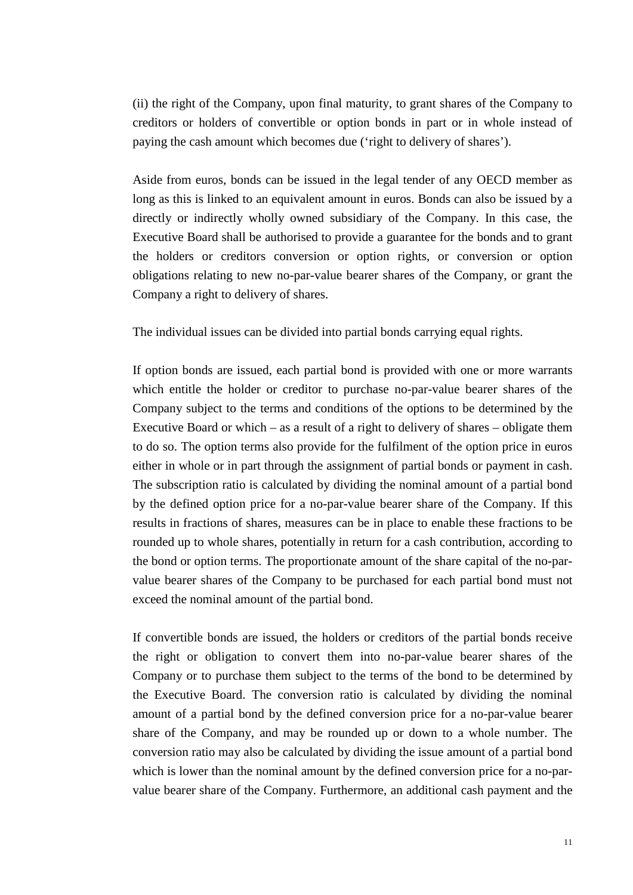(ii) the right of the Company, upon final maturity, to grant shares of the Company to creditors or holders of convertible or option bonds in part or in whole instead of paying the cash amount which becomes due (‘right to delivery of shares’).

Aside from euros, bonds can be issued in the legal tender of any OECD member as long as this is linked to an equivalent amount in euros. Bonds can also be issued by a directly or indirectly wholly owned subsidiary of the Company. In this case, the Executive Board shall be authorised to provide a guarantee for the bonds and to grant the holders or creditors conversion or option rights, or conversion or option obligations relating to new no-par-value bearer shares of the Company, or grant the Company a right to delivery of shares.

The individual issues can be divided into partial bonds carrying equal rights.

If option bonds are issued, each partial bond is provided with one or more warrants which entitle the holder or creditor to purchase no-par-value bearer shares of the Company subject to the terms and conditions of the options to be determined by the Executive Board or which – as a result of a right to delivery of shares – obligate them to do so. The option terms also provide for the fulfilment of the option price in euros either in whole or in part through the assignment of partial bonds or payment in cash. The subscription ratio is calculated by dividing the nominal amount of a partial bond by the defined option price for a no-par-value bearer share of the Company. If this results in fractions of shares, measures can be in place to enable these fractions to be rounded up to whole shares, potentially in return for a cash contribution, according to the bond or option terms. The proportionate amount of the share capital of the no-par-value bearer shares of the Company to be purchased for each partial bond must not exceed the nominal amount of the partial bond.

If convertible bonds are issued, the holders or creditors of the partial bonds receive the right or obligation to convert them into no-par-value bearer shares of the Company or to purchase them subject to the terms of the bond to be determined by the Executive Board. The conversion ratio is calculated by dividing the nominal amount of a partial bond by the defined conversion price for a no-par-value bearer share of the Company, and may be rounded up or down to a whole number. The conversion ratio may also be calculated by dividing the issue amount of a partial bond which is lower than the nominal amount by the defined conversion price for a no-par-value bearer share of the Company. Furthermore, an additional cash payment and the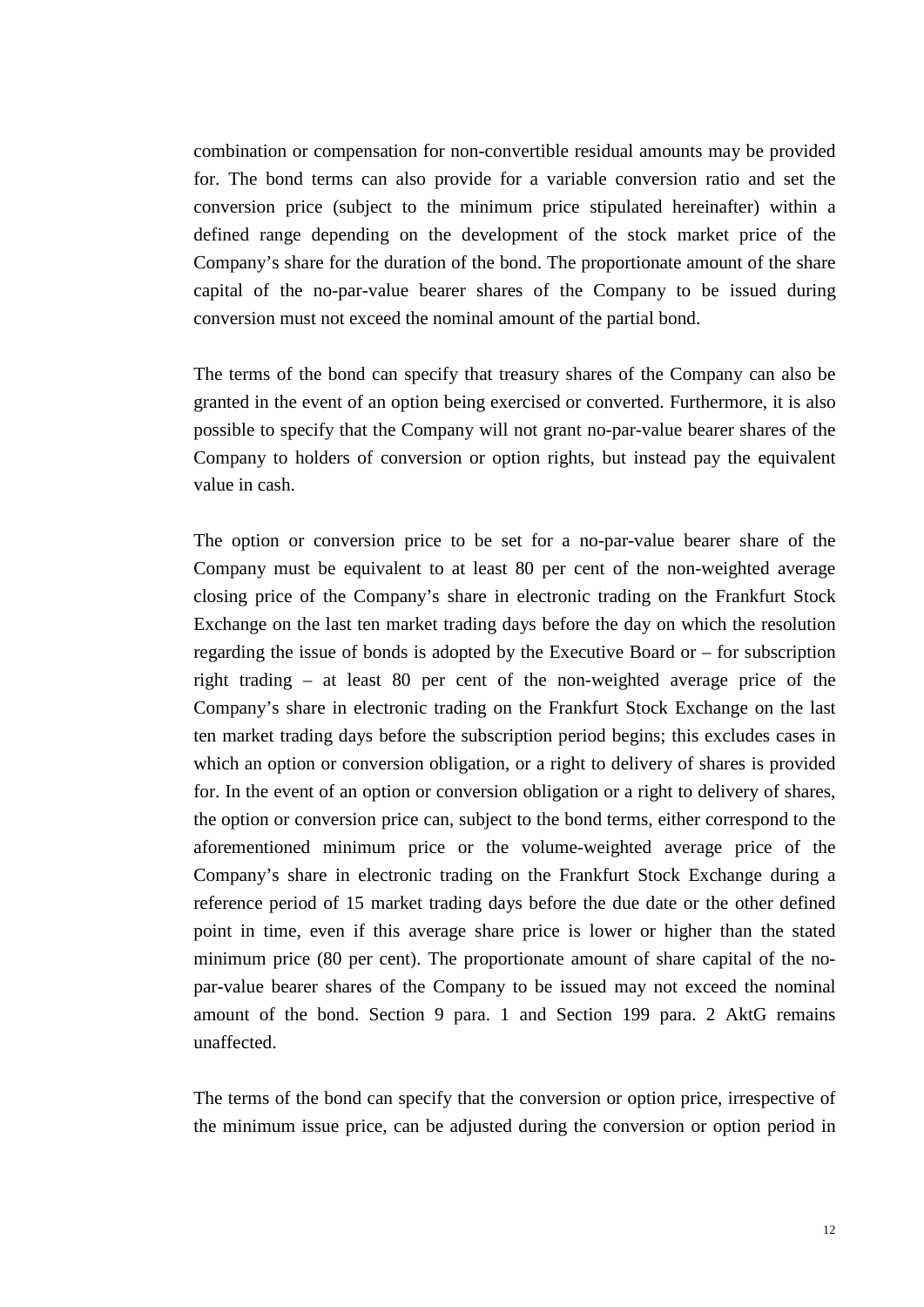combination or compensation for non-convertible residual amounts may be provided for. The bond terms can also provide for a variable conversion ratio and set the conversion price (subject to the minimum price stipulated hereinafter) within a defined range depending on the development of the stock market price of the Company's share for the duration of the bond. The proportionate amount of the share capital of the no-par-value bearer shares of the Company to be issued during conversion must not exceed the nominal amount of the partial bond.

The terms of the bond can specify that treasury shares of the Company can also be granted in the event of an option being exercised or converted. Furthermore, it is also possible to specify that the Company will not grant no-par-value bearer shares of the Company to holders of conversion or option rights, but instead pay the equivalent value in cash.

The option or conversion price to be set for a no-par-value bearer share of the Company must be equivalent to at least 80 per cent of the non-weighted average closing price of the Company's share in electronic trading on the Frankfurt Stock Exchange on the last ten market trading days before the day on which the resolution regarding the issue of bonds is adopted by the Executive Board or – for subscription right trading – at least 80 per cent of the non-weighted average price of the Company's share in electronic trading on the Frankfurt Stock Exchange on the last ten market trading days before the subscription period begins; this excludes cases in which an option or conversion obligation, or a right to delivery of shares is provided for. In the event of an option or conversion obligation or a right to delivery of shares, the option or conversion price can, subject to the bond terms, either correspond to the aforementioned minimum price or the volume-weighted average price of the Company's share in electronic trading on the Frankfurt Stock Exchange during a reference period of 15 market trading days before the due date or the other defined point in time, even if this average share price is lower or higher than the stated minimum price (80 per cent). The proportionate amount of share capital of the no-par-value bearer shares of the Company to be issued may not exceed the nominal amount of the bond. Section 9 para. 1 and Section 199 para. 2 AktG remains unaffected.

The terms of the bond can specify that the conversion or option price, irrespective of the minimum issue price, can be adjusted during the conversion or option period in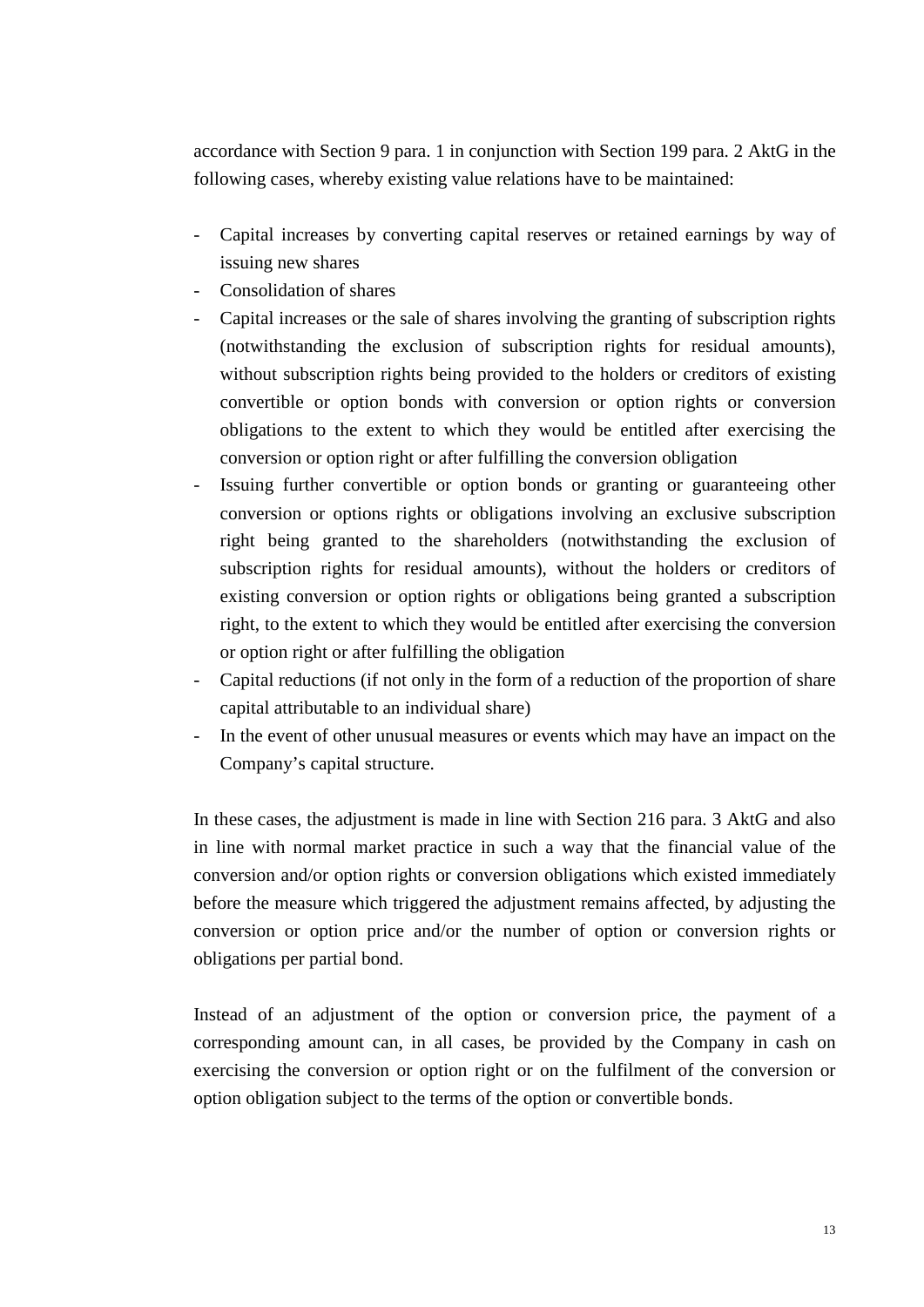accordance with Section 9 para. 1 in conjunction with Section 199 para. 2 AktG in the following cases, whereby existing value relations have to be maintained:

- Capital increases by converting capital reserves or retained earnings by way of issuing new shares
- Consolidation of shares
- Capital increases or the sale of shares involving the granting of subscription rights (notwithstanding the exclusion of subscription rights for residual amounts), without subscription rights being provided to the holders or creditors of existing convertible or option bonds with conversion or option rights or conversion obligations to the extent to which they would be entitled after exercising the conversion or option right or after fulfilling the conversion obligation
- Issuing further convertible or option bonds or granting or guaranteeing other conversion or options rights or obligations involving an exclusive subscription right being granted to the shareholders (notwithstanding the exclusion of subscription rights for residual amounts), without the holders or creditors of existing conversion or option rights or obligations being granted a subscription right, to the extent to which they would be entitled after exercising the conversion or option right or after fulfilling the obligation
- Capital reductions (if not only in the form of a reduction of the proportion of share capital attributable to an individual share)
- In the event of other unusual measures or events which may have an impact on the Company's capital structure.

In these cases, the adjustment is made in line with Section 216 para. 3 AktG and also in line with normal market practice in such a way that the financial value of the conversion and/or option rights or conversion obligations which existed immediately before the measure which triggered the adjustment remains affected, by adjusting the conversion or option price and/or the number of option or conversion rights or obligations per partial bond.

Instead of an adjustment of the option or conversion price, the payment of a corresponding amount can, in all cases, be provided by the Company in cash on exercising the conversion or option right or on the fulfilment of the conversion or option obligation subject to the terms of the option or convertible bonds.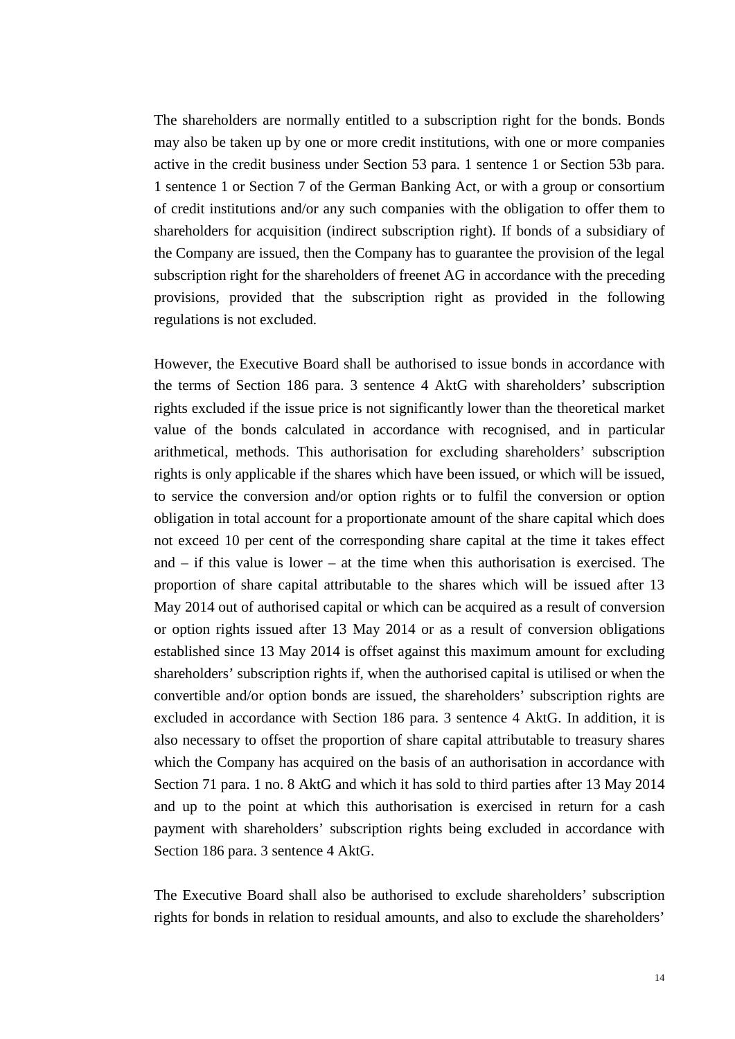The shareholders are normally entitled to a subscription right for the bonds. Bonds may also be taken up by one or more credit institutions, with one or more companies active in the credit business under Section 53 para. 1 sentence 1 or Section 53b para. 1 sentence 1 or Section 7 of the German Banking Act, or with a group or consortium of credit institutions and/or any such companies with the obligation to offer them to shareholders for acquisition (indirect subscription right). If bonds of a subsidiary of the Company are issued, then the Company has to guarantee the provision of the legal subscription right for the shareholders of freenet AG in accordance with the preceding provisions, provided that the subscription right as provided in the following regulations is not excluded.

However, the Executive Board shall be authorised to issue bonds in accordance with the terms of Section 186 para. 3 sentence 4 AktG with shareholders' subscription rights excluded if the issue price is not significantly lower than the theoretical market value of the bonds calculated in accordance with recognised, and in particular arithmetical, methods. This authorisation for excluding shareholders' subscription rights is only applicable if the shares which have been issued, or which will be issued, to service the conversion and/or option rights or to fulfil the conversion or option obligation in total account for a proportionate amount of the share capital which does not exceed 10 per cent of the corresponding share capital at the time it takes effect and – if this value is lower – at the time when this authorisation is exercised. The proportion of share capital attributable to the shares which will be issued after 13 May 2014 out of authorised capital or which can be acquired as a result of conversion or option rights issued after 13 May 2014 or as a result of conversion obligations established since 13 May 2014 is offset against this maximum amount for excluding shareholders' subscription rights if, when the authorised capital is utilised or when the convertible and/or option bonds are issued, the shareholders' subscription rights are excluded in accordance with Section 186 para. 3 sentence 4 AktG. In addition, it is also necessary to offset the proportion of share capital attributable to treasury shares which the Company has acquired on the basis of an authorisation in accordance with Section 71 para. 1 no. 8 AktG and which it has sold to third parties after 13 May 2014 and up to the point at which this authorisation is exercised in return for a cash payment with shareholders' subscription rights being excluded in accordance with Section 186 para. 3 sentence 4 AktG.

The Executive Board shall also be authorised to exclude shareholders' subscription rights for bonds in relation to residual amounts, and also to exclude the shareholders'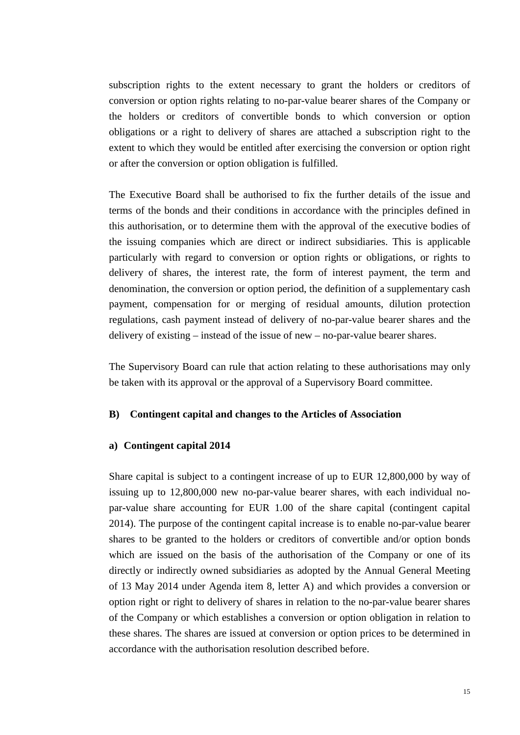subscription rights to the extent necessary to grant the holders or creditors of conversion or option rights relating to no-par-value bearer shares of the Company or the holders or creditors of convertible bonds to which conversion or option obligations or a right to delivery of shares are attached a subscription right to the extent to which they would be entitled after exercising the conversion or option right or after the conversion or option obligation is fulfilled.

The Executive Board shall be authorised to fix the further details of the issue and terms of the bonds and their conditions in accordance with the principles defined in this authorisation, or to determine them with the approval of the executive bodies of the issuing companies which are direct or indirect subsidiaries. This is applicable particularly with regard to conversion or option rights or obligations, or rights to delivery of shares, the interest rate, the form of interest payment, the term and denomination, the conversion or option period, the definition of a supplementary cash payment, compensation for or merging of residual amounts, dilution protection regulations, cash payment instead of delivery of no-par-value bearer shares and the delivery of existing – instead of the issue of new – no-par-value bearer shares.

The Supervisory Board can rule that action relating to these authorisations may only be taken with its approval or the approval of a Supervisory Board committee.

**B) Contingent capital and changes to the Articles of Association**

**a) Contingent capital 2014**

Share capital is subject to a contingent increase of up to EUR 12,800,000 by way of issuing up to 12,800,000 new no-par-value bearer shares, with each individual no-par-value share accounting for EUR 1.00 of the share capital (contingent capital 2014). The purpose of the contingent capital increase is to enable no-par-value bearer shares to be granted to the holders or creditors of convertible and/or option bonds which are issued on the basis of the authorisation of the Company or one of its directly or indirectly owned subsidiaries as adopted by the Annual General Meeting of 13 May 2014 under Agenda item 8, letter A) and which provides a conversion or option right or right to delivery of shares in relation to the no-par-value bearer shares of the Company or which establishes a conversion or option obligation in relation to these shares. The shares are issued at conversion or option prices to be determined in accordance with the authorisation resolution described before.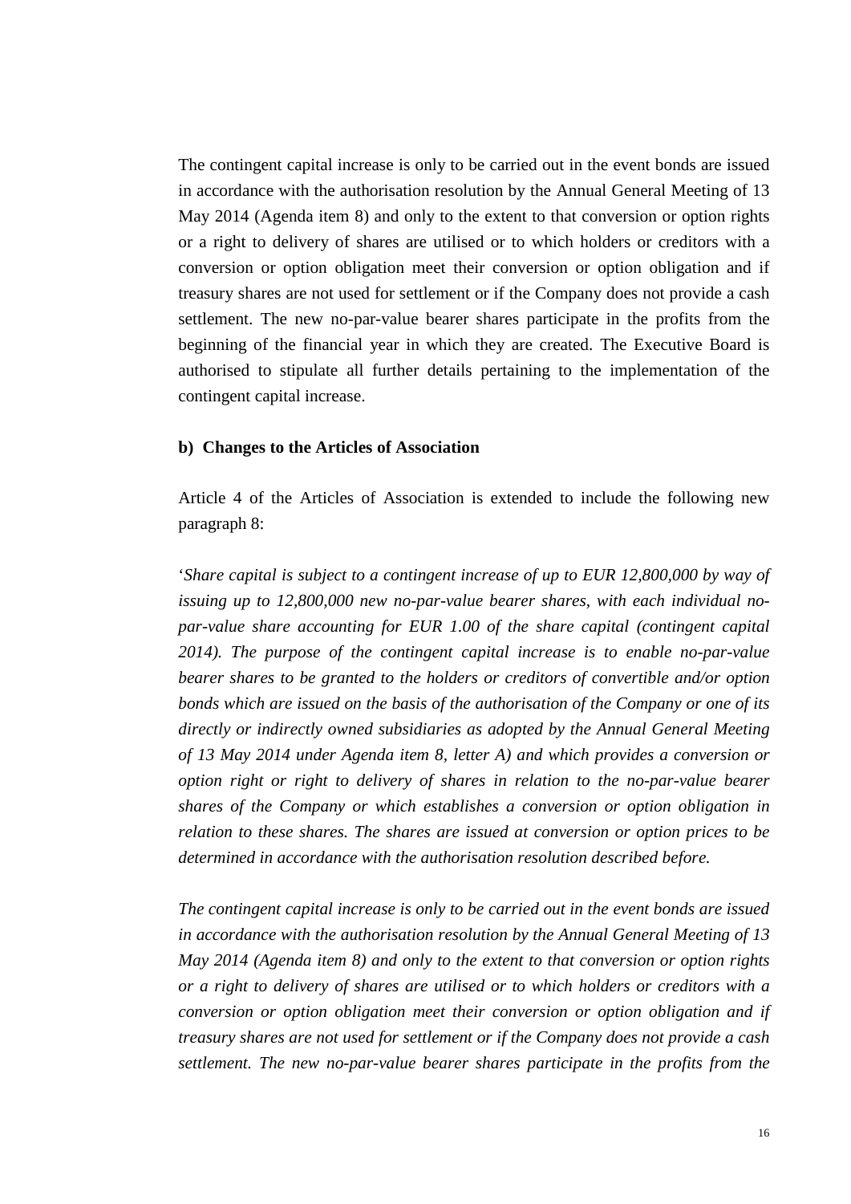The contingent capital increase is only to be carried out in the event bonds are issued in accordance with the authorisation resolution by the Annual General Meeting of 13 May 2014 (Agenda item 8) and only to the extent to that conversion or option rights or a right to delivery of shares are utilised or to which holders or creditors with a conversion or option obligation meet their conversion or option obligation and if treasury shares are not used for settlement or if the Company does not provide a cash settlement. The new no-par-value bearer shares participate in the profits from the beginning of the financial year in which they are created. The Executive Board is authorised to stipulate all further details pertaining to the implementation of the contingent capital increase.

**b) Changes to the Articles of Association**

Article 4 of the Articles of Association is extended to include the following new paragraph 8:

'*Share capital is subject to a contingent increase of up to EUR 12,800,000 by way of issuing up to 12,800,000 new no-par-value bearer shares, with each individual no-par-value share accounting for EUR 1.00 of the share capital (contingent capital 2014). The purpose of the contingent capital increase is to enable no-par-value bearer shares to be granted to the holders or creditors of convertible and/or option bonds which are issued on the basis of the authorisation of the Company or one of its directly or indirectly owned subsidiaries as adopted by the Annual General Meeting of 13 May 2014 under Agenda item 8, letter A) and which provides a conversion or option right or right to delivery of shares in relation to the no-par-value bearer shares of the Company or which establishes a conversion or option obligation in relation to these shares. The shares are issued at conversion or option prices to be determined in accordance with the authorisation resolution described before.*

*The contingent capital increase is only to be carried out in the event bonds are issued in accordance with the authorisation resolution by the Annual General Meeting of 13 May 2014 (Agenda item 8) and only to the extent to that conversion or option rights or a right to delivery of shares are utilised or to which holders or creditors with a conversion or option obligation meet their conversion or option obligation and if treasury shares are not used for settlement or if the Company does not provide a cash settlement. The new no-par-value bearer shares participate in the profits from the*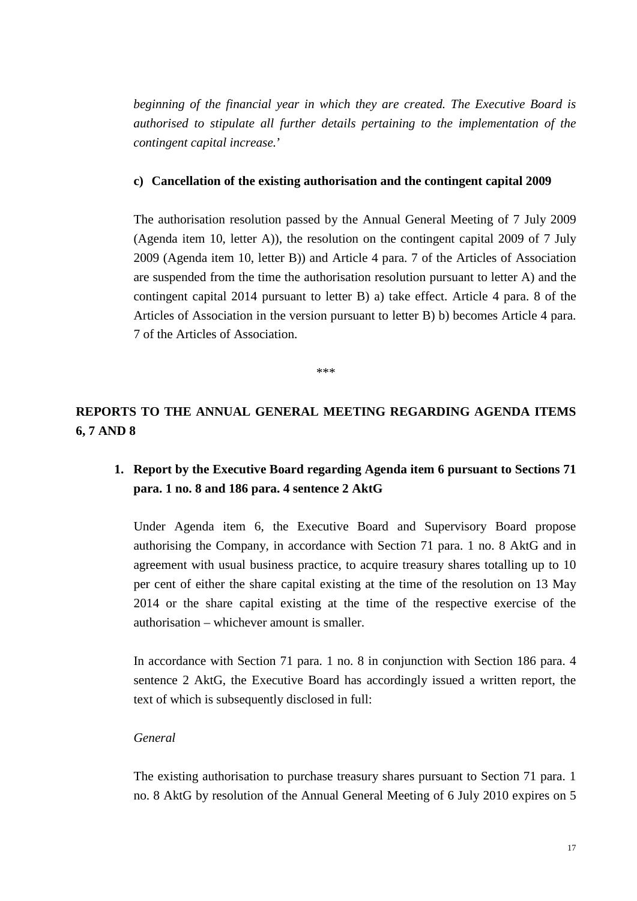*beginning of the financial year in which they are created. The Executive Board is authorised to stipulate all further details pertaining to the implementation of the contingent capital increase.*'

**c) Cancellation of the existing authorisation and the contingent capital 2009**

The authorisation resolution passed by the Annual General Meeting of 7 July 2009 (Agenda item 10, letter A)), the resolution on the contingent capital 2009 of 7 July 2009 (Agenda item 10, letter B)) and Article 4 para. 7 of the Articles of Association are suspended from the time the authorisation resolution pursuant to letter A) and the contingent capital 2014 pursuant to letter B) a) take effect. Article 4 para. 8 of the Articles of Association in the version pursuant to letter B) b) becomes Article 4 para. 7 of the Articles of Association.

***

## REPORTS TO THE ANNUAL GENERAL MEETING REGARDING AGENDA ITEMS 6, 7 AND 8

### 1. Report by the Executive Board regarding Agenda item 6 pursuant to Sections 71 para. 1 no. 8 and 186 para. 4 sentence 2 AktG

Under Agenda item 6, the Executive Board and Supervisory Board propose authorising the Company, in accordance with Section 71 para. 1 no. 8 AktG and in agreement with usual business practice, to acquire treasury shares totalling up to 10 per cent of either the share capital existing at the time of the resolution on 13 May 2014 or the share capital existing at the time of the respective exercise of the authorisation – whichever amount is smaller.

In accordance with Section 71 para. 1 no. 8 in conjunction with Section 186 para. 4 sentence 2 AktG, the Executive Board has accordingly issued a written report, the text of which is subsequently disclosed in full:

*General*

The existing authorisation to purchase treasury shares pursuant to Section 71 para. 1 no. 8 AktG by resolution of the Annual General Meeting of 6 July 2010 expires on 5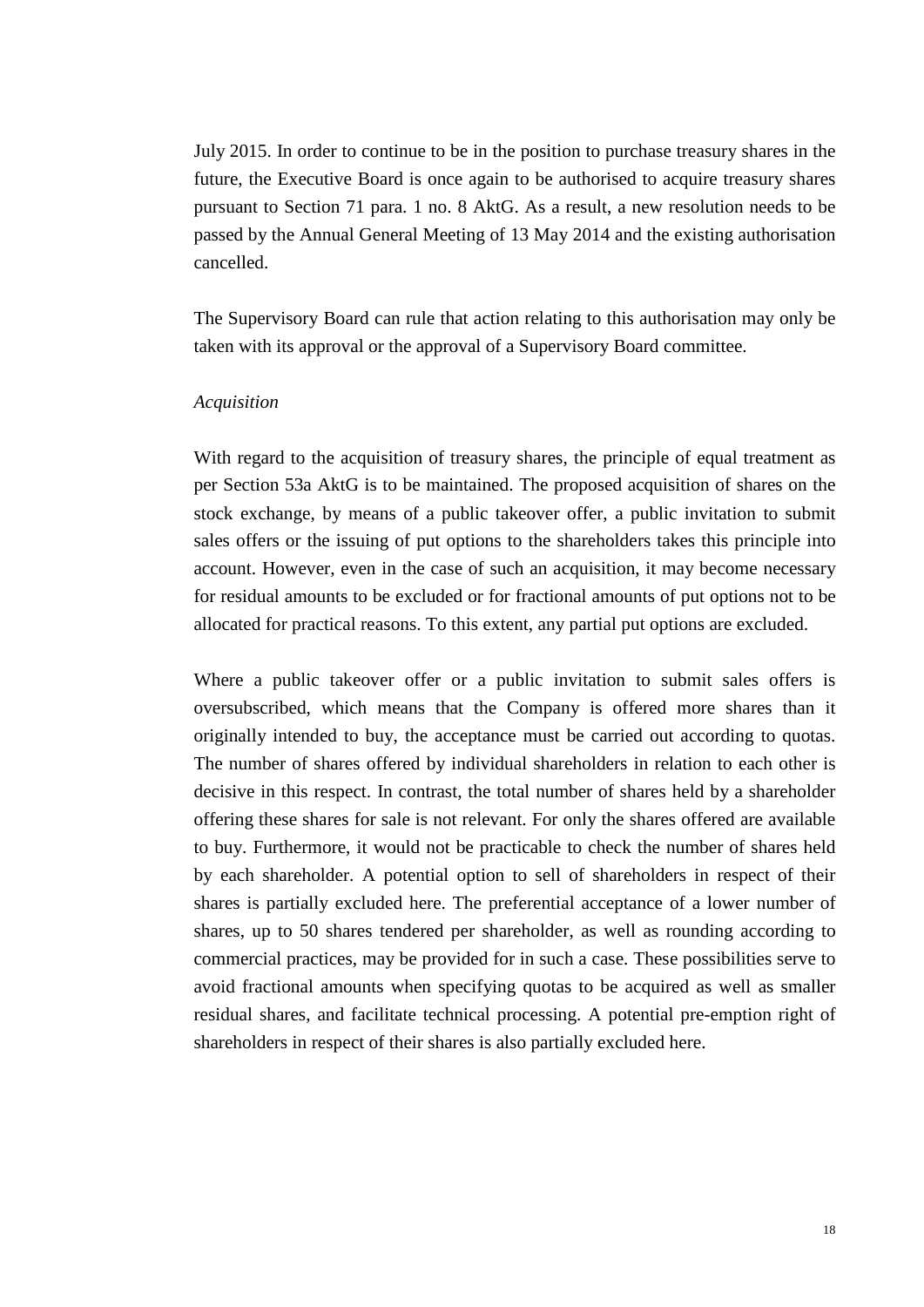July 2015. In order to continue to be in the position to purchase treasury shares in the future, the Executive Board is once again to be authorised to acquire treasury shares pursuant to Section 71 para. 1 no. 8 AktG. As a result, a new resolution needs to be passed by the Annual General Meeting of 13 May 2014 and the existing authorisation cancelled.

The Supervisory Board can rule that action relating to this authorisation may only be taken with its approval or the approval of a Supervisory Board committee.

*Acquisition*

With regard to the acquisition of treasury shares, the principle of equal treatment as per Section 53a AktG is to be maintained. The proposed acquisition of shares on the stock exchange, by means of a public takeover offer, a public invitation to submit sales offers or the issuing of put options to the shareholders takes this principle into account. However, even in the case of such an acquisition, it may become necessary for residual amounts to be excluded or for fractional amounts of put options not to be allocated for practical reasons. To this extent, any partial put options are excluded.

Where a public takeover offer or a public invitation to submit sales offers is oversubscribed, which means that the Company is offered more shares than it originally intended to buy, the acceptance must be carried out according to quotas. The number of shares offered by individual shareholders in relation to each other is decisive in this respect. In contrast, the total number of shares held by a shareholder offering these shares for sale is not relevant. For only the shares offered are available to buy. Furthermore, it would not be practicable to check the number of shares held by each shareholder. A potential option to sell of shareholders in respect of their shares is partially excluded here. The preferential acceptance of a lower number of shares, up to 50 shares tendered per shareholder, as well as rounding according to commercial practices, may be provided for in such a case. These possibilities serve to avoid fractional amounts when specifying quotas to be acquired as well as smaller residual shares, and facilitate technical processing. A potential pre-emption right of shareholders in respect of their shares is also partially excluded here.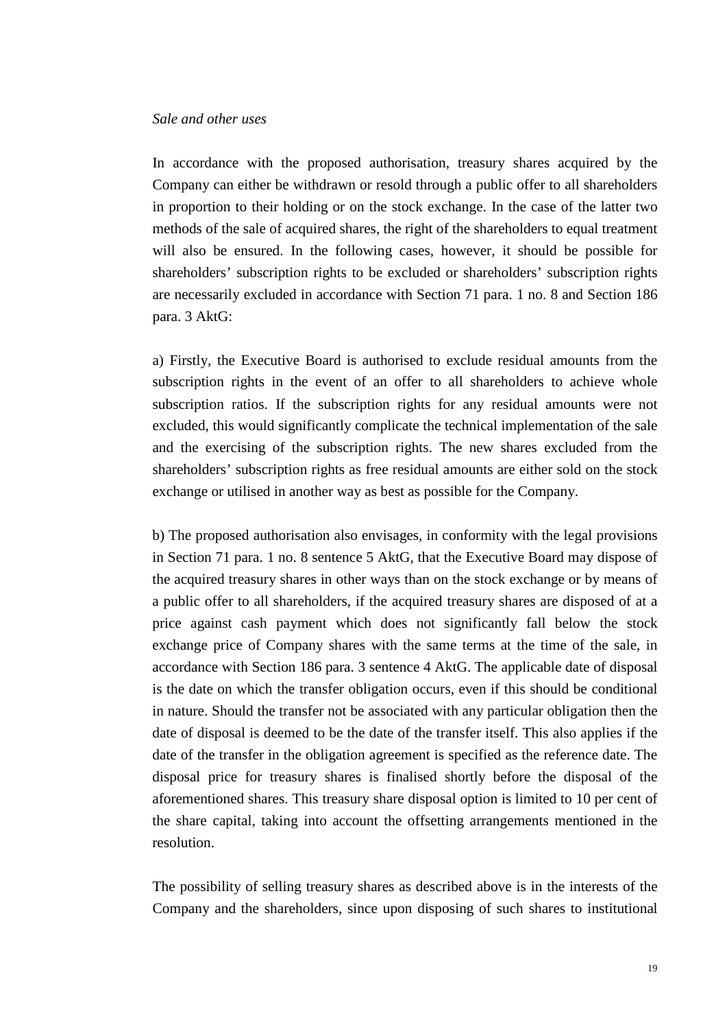*Sale and other uses*

In accordance with the proposed authorisation, treasury shares acquired by the Company can either be withdrawn or resold through a public offer to all shareholders in proportion to their holding or on the stock exchange. In the case of the latter two methods of the sale of acquired shares, the right of the shareholders to equal treatment will also be ensured. In the following cases, however, it should be possible for shareholders' subscription rights to be excluded or shareholders' subscription rights are necessarily excluded in accordance with Section 71 para. 1 no. 8 and Section 186 para. 3 AktG:

a) Firstly, the Executive Board is authorised to exclude residual amounts from the subscription rights in the event of an offer to all shareholders to achieve whole subscription ratios. If the subscription rights for any residual amounts were not excluded, this would significantly complicate the technical implementation of the sale and the exercising of the subscription rights. The new shares excluded from the shareholders' subscription rights as free residual amounts are either sold on the stock exchange or utilised in another way as best as possible for the Company.

b) The proposed authorisation also envisages, in conformity with the legal provisions in Section 71 para. 1 no. 8 sentence 5 AktG, that the Executive Board may dispose of the acquired treasury shares in other ways than on the stock exchange or by means of a public offer to all shareholders, if the acquired treasury shares are disposed of at a price against cash payment which does not significantly fall below the stock exchange price of Company shares with the same terms at the time of the sale, in accordance with Section 186 para. 3 sentence 4 AktG. The applicable date of disposal is the date on which the transfer obligation occurs, even if this should be conditional in nature. Should the transfer not be associated with any particular obligation then the date of disposal is deemed to be the date of the transfer itself. This also applies if the date of the transfer in the obligation agreement is specified as the reference date. The disposal price for treasury shares is finalised shortly before the disposal of the aforementioned shares. This treasury share disposal option is limited to 10 per cent of the share capital, taking into account the offsetting arrangements mentioned in the resolution.

The possibility of selling treasury shares as described above is in the interests of the Company and the shareholders, since upon disposing of such shares to institutional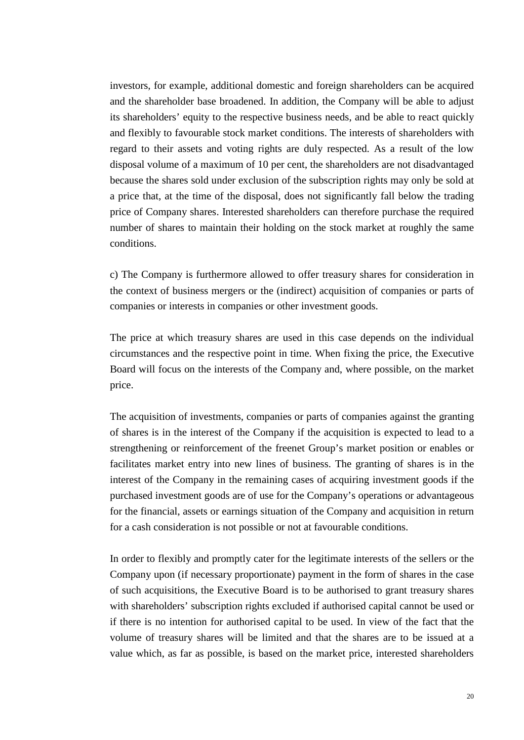investors, for example, additional domestic and foreign shareholders can be acquired and the shareholder base broadened. In addition, the Company will be able to adjust its shareholders' equity to the respective business needs, and be able to react quickly and flexibly to favourable stock market conditions. The interests of shareholders with regard to their assets and voting rights are duly respected. As a result of the low disposal volume of a maximum of 10 per cent, the shareholders are not disadvantaged because the shares sold under exclusion of the subscription rights may only be sold at a price that, at the time of the disposal, does not significantly fall below the trading price of Company shares. Interested shareholders can therefore purchase the required number of shares to maintain their holding on the stock market at roughly the same conditions.

c) The Company is furthermore allowed to offer treasury shares for consideration in the context of business mergers or the (indirect) acquisition of companies or parts of companies or interests in companies or other investment goods.

The price at which treasury shares are used in this case depends on the individual circumstances and the respective point in time. When fixing the price, the Executive Board will focus on the interests of the Company and, where possible, on the market price.

The acquisition of investments, companies or parts of companies against the granting of shares is in the interest of the Company if the acquisition is expected to lead to a strengthening or reinforcement of the freenet Group's market position or enables or facilitates market entry into new lines of business. The granting of shares is in the interest of the Company in the remaining cases of acquiring investment goods if the purchased investment goods are of use for the Company's operations or advantageous for the financial, assets or earnings situation of the Company and acquisition in return for a cash consideration is not possible or not at favourable conditions.

In order to flexibly and promptly cater for the legitimate interests of the sellers or the Company upon (if necessary proportionate) payment in the form of shares in the case of such acquisitions, the Executive Board is to be authorised to grant treasury shares with shareholders' subscription rights excluded if authorised capital cannot be used or if there is no intention for authorised capital to be used. In view of the fact that the volume of treasury shares will be limited and that the shares are to be issued at a value which, as far as possible, is based on the market price, interested shareholders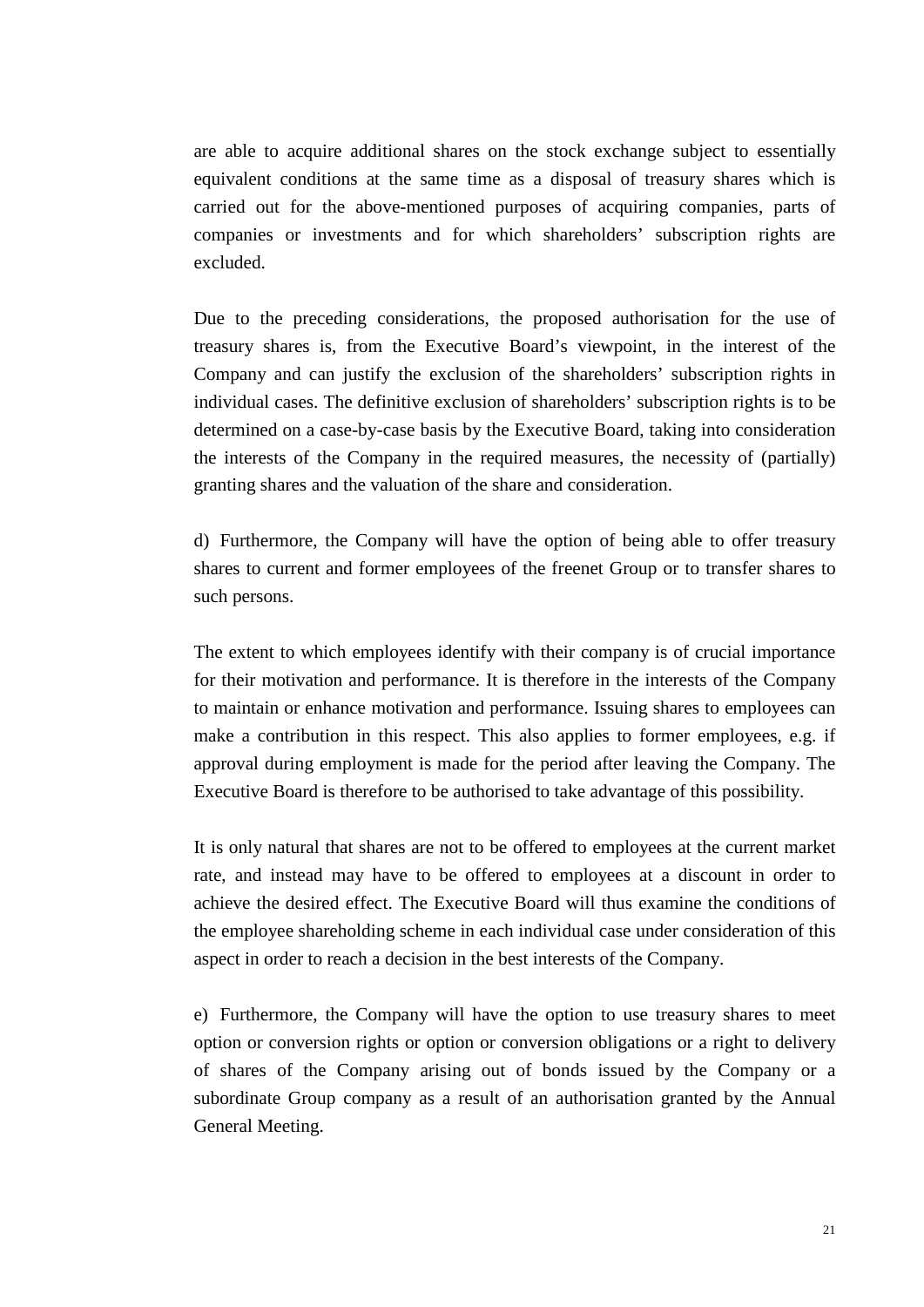are able to acquire additional shares on the stock exchange subject to essentially equivalent conditions at the same time as a disposal of treasury shares which is carried out for the above-mentioned purposes of acquiring companies, parts of companies or investments and for which shareholders' subscription rights are excluded.

Due to the preceding considerations, the proposed authorisation for the use of treasury shares is, from the Executive Board's viewpoint, in the interest of the Company and can justify the exclusion of the shareholders' subscription rights in individual cases. The definitive exclusion of shareholders' subscription rights is to be determined on a case-by-case basis by the Executive Board, taking into consideration the interests of the Company in the required measures, the necessity of (partially) granting shares and the valuation of the share and consideration.

d) Furthermore, the Company will have the option of being able to offer treasury shares to current and former employees of the freenet Group or to transfer shares to such persons.

The extent to which employees identify with their company is of crucial importance for their motivation and performance. It is therefore in the interests of the Company to maintain or enhance motivation and performance. Issuing shares to employees can make a contribution in this respect. This also applies to former employees, e.g. if approval during employment is made for the period after leaving the Company. The Executive Board is therefore to be authorised to take advantage of this possibility.

It is only natural that shares are not to be offered to employees at the current market rate, and instead may have to be offered to employees at a discount in order to achieve the desired effect. The Executive Board will thus examine the conditions of the employee shareholding scheme in each individual case under consideration of this aspect in order to reach a decision in the best interests of the Company.

e) Furthermore, the Company will have the option to use treasury shares to meet option or conversion rights or option or conversion obligations or a right to delivery of shares of the Company arising out of bonds issued by the Company or a subordinate Group company as a result of an authorisation granted by the Annual General Meeting.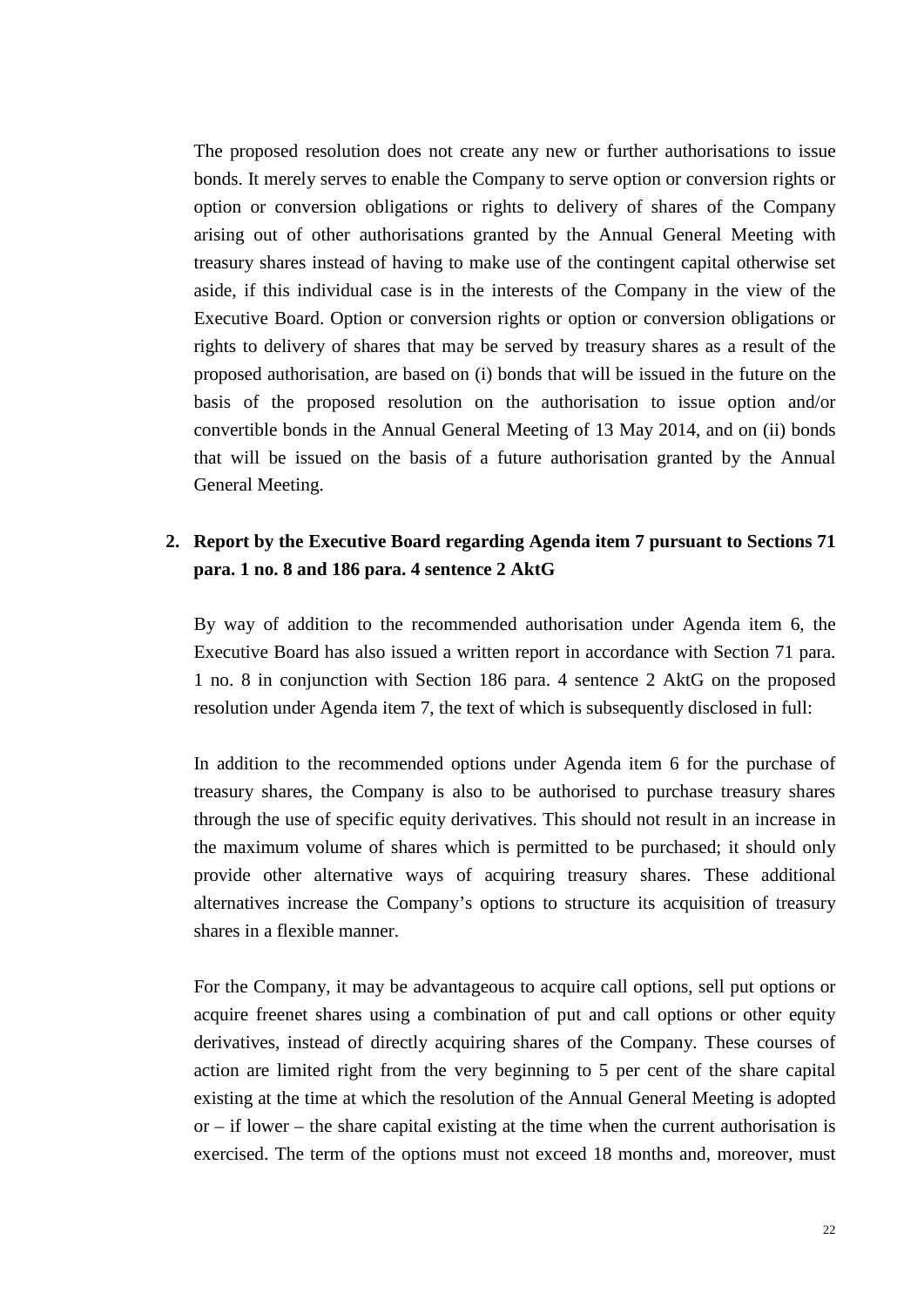The proposed resolution does not create any new or further authorisations to issue bonds. It merely serves to enable the Company to serve option or conversion rights or option or conversion obligations or rights to delivery of shares of the Company arising out of other authorisations granted by the Annual General Meeting with treasury shares instead of having to make use of the contingent capital otherwise set aside, if this individual case is in the interests of the Company in the view of the Executive Board. Option or conversion rights or option or conversion obligations or rights to delivery of shares that may be served by treasury shares as a result of the proposed authorisation, are based on (i) bonds that will be issued in the future on the basis of the proposed resolution on the authorisation to issue option and/or convertible bonds in the Annual General Meeting of 13 May 2014, and on (ii) bonds that will be issued on the basis of a future authorisation granted by the Annual General Meeting.

**2. Report by the Executive Board regarding Agenda item 7 pursuant to Sections 71 para. 1 no. 8 and 186 para. 4 sentence 2 AktG**

By way of addition to the recommended authorisation under Agenda item 6, the Executive Board has also issued a written report in accordance with Section 71 para. 1 no. 8 in conjunction with Section 186 para. 4 sentence 2 AktG on the proposed resolution under Agenda item 7, the text of which is subsequently disclosed in full:

In addition to the recommended options under Agenda item 6 for the purchase of treasury shares, the Company is also to be authorised to purchase treasury shares through the use of specific equity derivatives. This should not result in an increase in the maximum volume of shares which is permitted to be purchased; it should only provide other alternative ways of acquiring treasury shares. These additional alternatives increase the Company's options to structure its acquisition of treasury shares in a flexible manner.

For the Company, it may be advantageous to acquire call options, sell put options or acquire freenet shares using a combination of put and call options or other equity derivatives, instead of directly acquiring shares of the Company. These courses of action are limited right from the very beginning to 5 per cent of the share capital existing at the time at which the resolution of the Annual General Meeting is adopted or – if lower – the share capital existing at the time when the current authorisation is exercised. The term of the options must not exceed 18 months and, moreover, must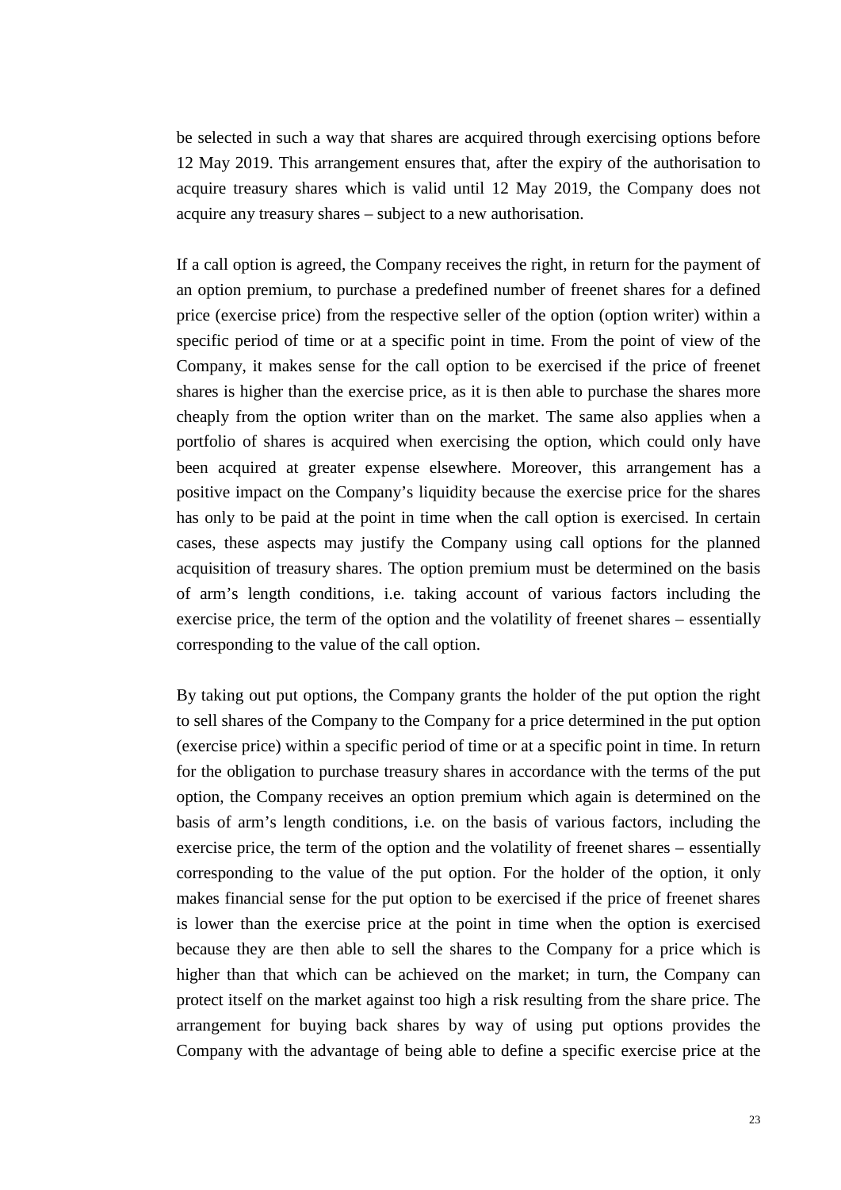be selected in such a way that shares are acquired through exercising options before 12 May 2019. This arrangement ensures that, after the expiry of the authorisation to acquire treasury shares which is valid until 12 May 2019, the Company does not acquire any treasury shares – subject to a new authorisation.

If a call option is agreed, the Company receives the right, in return for the payment of an option premium, to purchase a predefined number of freenet shares for a defined price (exercise price) from the respective seller of the option (option writer) within a specific period of time or at a specific point in time. From the point of view of the Company, it makes sense for the call option to be exercised if the price of freenet shares is higher than the exercise price, as it is then able to purchase the shares more cheaply from the option writer than on the market. The same also applies when a portfolio of shares is acquired when exercising the option, which could only have been acquired at greater expense elsewhere. Moreover, this arrangement has a positive impact on the Company's liquidity because the exercise price for the shares has only to be paid at the point in time when the call option is exercised. In certain cases, these aspects may justify the Company using call options for the planned acquisition of treasury shares. The option premium must be determined on the basis of arm's length conditions, i.e. taking account of various factors including the exercise price, the term of the option and the volatility of freenet shares – essentially corresponding to the value of the call option.

By taking out put options, the Company grants the holder of the put option the right to sell shares of the Company to the Company for a price determined in the put option (exercise price) within a specific period of time or at a specific point in time. In return for the obligation to purchase treasury shares in accordance with the terms of the put option, the Company receives an option premium which again is determined on the basis of arm's length conditions, i.e. on the basis of various factors, including the exercise price, the term of the option and the volatility of freenet shares – essentially corresponding to the value of the put option. For the holder of the option, it only makes financial sense for the put option to be exercised if the price of freenet shares is lower than the exercise price at the point in time when the option is exercised because they are then able to sell the shares to the Company for a price which is higher than that which can be achieved on the market; in turn, the Company can protect itself on the market against too high a risk resulting from the share price. The arrangement for buying back shares by way of using put options provides the Company with the advantage of being able to define a specific exercise price at the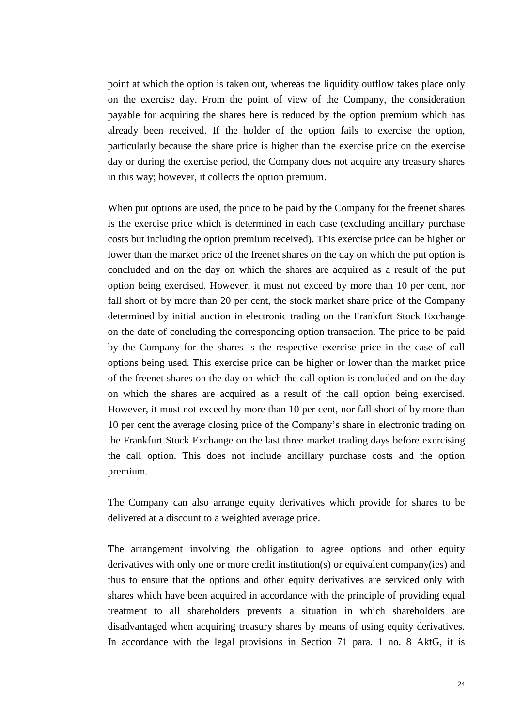point at which the option is taken out, whereas the liquidity outflow takes place only on the exercise day. From the point of view of the Company, the consideration payable for acquiring the shares here is reduced by the option premium which has already been received. If the holder of the option fails to exercise the option, particularly because the share price is higher than the exercise price on the exercise day or during the exercise period, the Company does not acquire any treasury shares in this way; however, it collects the option premium.

When put options are used, the price to be paid by the Company for the freenet shares is the exercise price which is determined in each case (excluding ancillary purchase costs but including the option premium received). This exercise price can be higher or lower than the market price of the freenet shares on the day on which the put option is concluded and on the day on which the shares are acquired as a result of the put option being exercised. However, it must not exceed by more than 10 per cent, nor fall short of by more than 20 per cent, the stock market share price of the Company determined by initial auction in electronic trading on the Frankfurt Stock Exchange on the date of concluding the corresponding option transaction. The price to be paid by the Company for the shares is the respective exercise price in the case of call options being used. This exercise price can be higher or lower than the market price of the freenet shares on the day on which the call option is concluded and on the day on which the shares are acquired as a result of the call option being exercised. However, it must not exceed by more than 10 per cent, nor fall short of by more than 10 per cent the average closing price of the Company's share in electronic trading on the Frankfurt Stock Exchange on the last three market trading days before exercising the call option. This does not include ancillary purchase costs and the option premium.

The Company can also arrange equity derivatives which provide for shares to be delivered at a discount to a weighted average price.

The arrangement involving the obligation to agree options and other equity derivatives with only one or more credit institution(s) or equivalent company(ies) and thus to ensure that the options and other equity derivatives are serviced only with shares which have been acquired in accordance with the principle of providing equal treatment to all shareholders prevents a situation in which shareholders are disadvantaged when acquiring treasury shares by means of using equity derivatives. In accordance with the legal provisions in Section 71 para. 1 no. 8 AktG, it is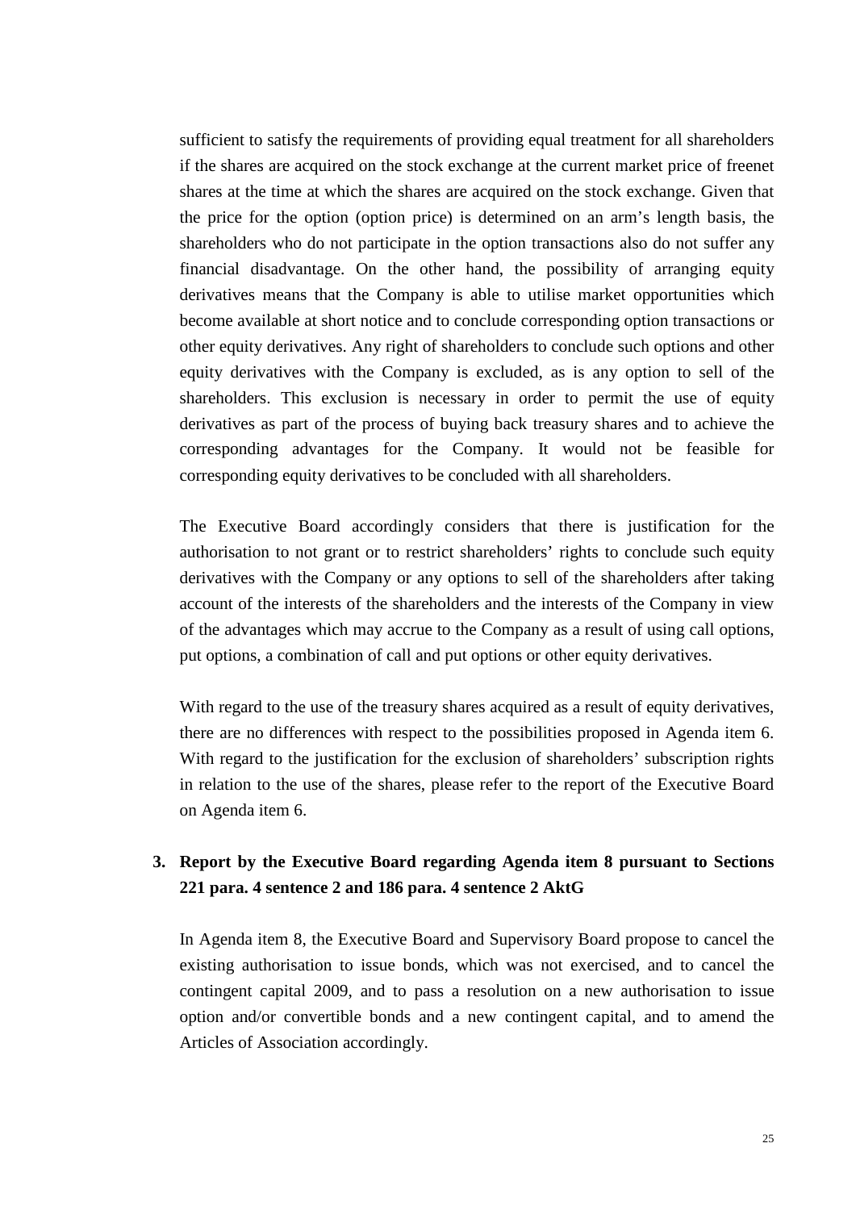sufficient to satisfy the requirements of providing equal treatment for all shareholders if the shares are acquired on the stock exchange at the current market price of freenet shares at the time at which the shares are acquired on the stock exchange. Given that the price for the option (option price) is determined on an arm's length basis, the shareholders who do not participate in the option transactions also do not suffer any financial disadvantage. On the other hand, the possibility of arranging equity derivatives means that the Company is able to utilise market opportunities which become available at short notice and to conclude corresponding option transactions or other equity derivatives. Any right of shareholders to conclude such options and other equity derivatives with the Company is excluded, as is any option to sell of the shareholders. This exclusion is necessary in order to permit the use of equity derivatives as part of the process of buying back treasury shares and to achieve the corresponding advantages for the Company. It would not be feasible for corresponding equity derivatives to be concluded with all shareholders.

The Executive Board accordingly considers that there is justification for the authorisation to not grant or to restrict shareholders' rights to conclude such equity derivatives with the Company or any options to sell of the shareholders after taking account of the interests of the shareholders and the interests of the Company in view of the advantages which may accrue to the Company as a result of using call options, put options, a combination of call and put options or other equity derivatives.

With regard to the use of the treasury shares acquired as a result of equity derivatives, there are no differences with respect to the possibilities proposed in Agenda item 6. With regard to the justification for the exclusion of shareholders' subscription rights in relation to the use of the shares, please refer to the report of the Executive Board on Agenda item 6.

**3. Report by the Executive Board regarding Agenda item 8 pursuant to Sections 221 para. 4 sentence 2 and 186 para. 4 sentence 2 AktG**

In Agenda item 8, the Executive Board and Supervisory Board propose to cancel the existing authorisation to issue bonds, which was not exercised, and to cancel the contingent capital 2009, and to pass a resolution on a new authorisation to issue option and/or convertible bonds and a new contingent capital, and to amend the Articles of Association accordingly.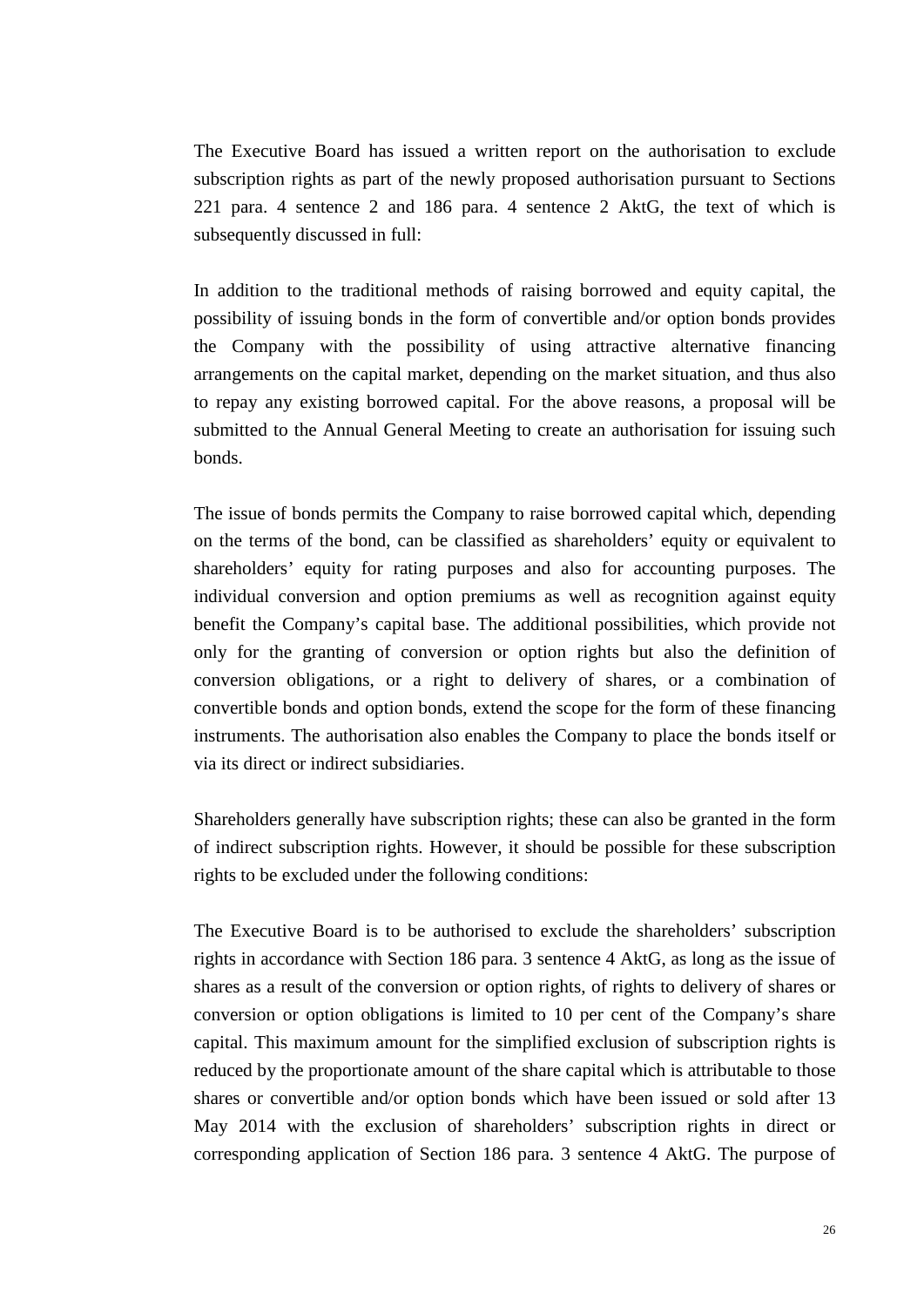The Executive Board has issued a written report on the authorisation to exclude subscription rights as part of the newly proposed authorisation pursuant to Sections 221 para. 4 sentence 2 and 186 para. 4 sentence 2 AktG, the text of which is subsequently discussed in full:

In addition to the traditional methods of raising borrowed and equity capital, the possibility of issuing bonds in the form of convertible and/or option bonds provides the Company with the possibility of using attractive alternative financing arrangements on the capital market, depending on the market situation, and thus also to repay any existing borrowed capital. For the above reasons, a proposal will be submitted to the Annual General Meeting to create an authorisation for issuing such bonds.

The issue of bonds permits the Company to raise borrowed capital which, depending on the terms of the bond, can be classified as shareholders' equity or equivalent to shareholders' equity for rating purposes and also for accounting purposes. The individual conversion and option premiums as well as recognition against equity benefit the Company's capital base. The additional possibilities, which provide not only for the granting of conversion or option rights but also the definition of conversion obligations, or a right to delivery of shares, or a combination of convertible bonds and option bonds, extend the scope for the form of these financing instruments. The authorisation also enables the Company to place the bonds itself or via its direct or indirect subsidiaries.

Shareholders generally have subscription rights; these can also be granted in the form of indirect subscription rights. However, it should be possible for these subscription rights to be excluded under the following conditions:

The Executive Board is to be authorised to exclude the shareholders' subscription rights in accordance with Section 186 para. 3 sentence 4 AktG, as long as the issue of shares as a result of the conversion or option rights, of rights to delivery of shares or conversion or option obligations is limited to 10 per cent of the Company's share capital. This maximum amount for the simplified exclusion of subscription rights is reduced by the proportionate amount of the share capital which is attributable to those shares or convertible and/or option bonds which have been issued or sold after 13 May 2014 with the exclusion of shareholders' subscription rights in direct or corresponding application of Section 186 para. 3 sentence 4 AktG. The purpose of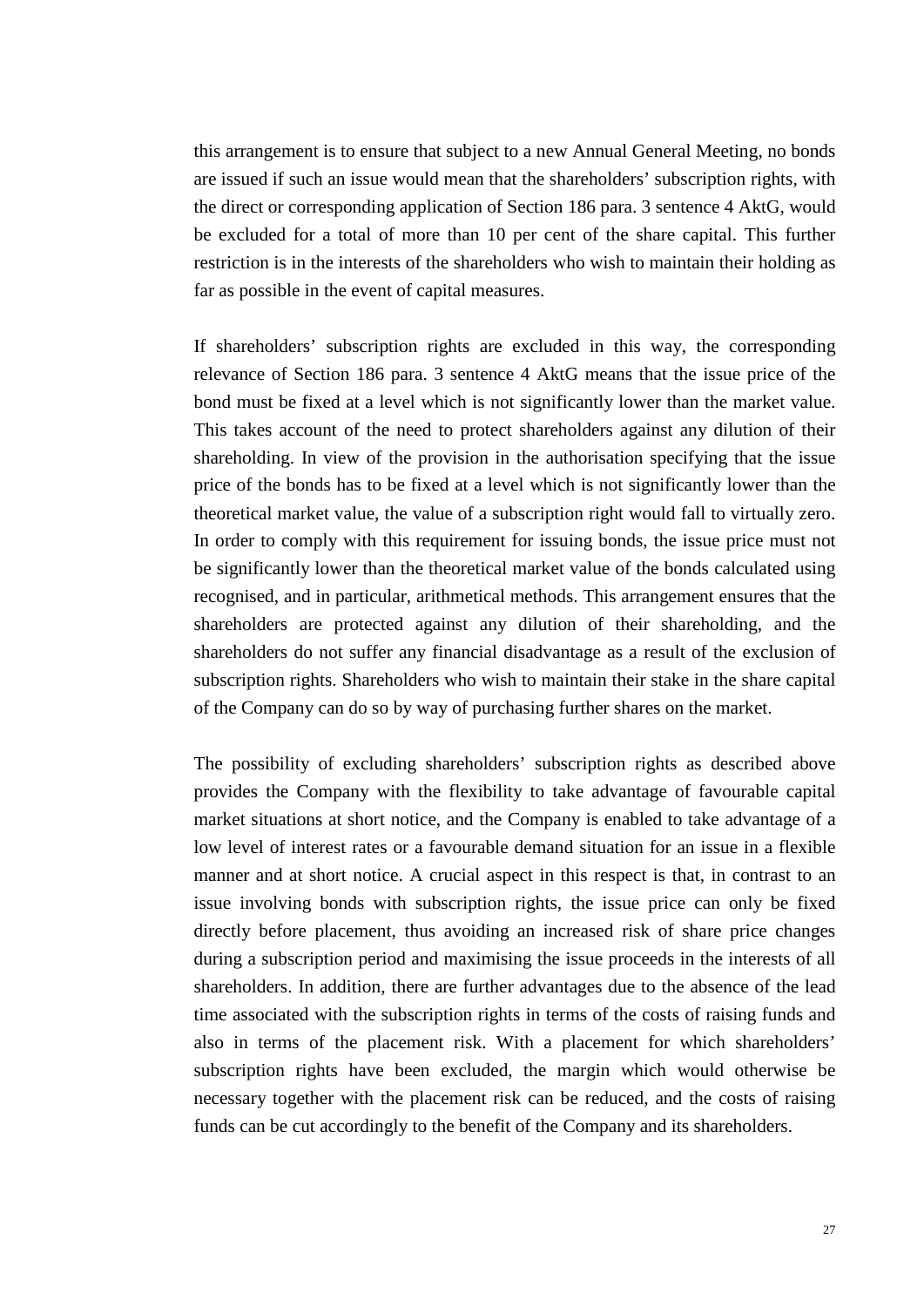this arrangement is to ensure that subject to a new Annual General Meeting, no bonds are issued if such an issue would mean that the shareholders' subscription rights, with the direct or corresponding application of Section 186 para. 3 sentence 4 AktG, would be excluded for a total of more than 10 per cent of the share capital. This further restriction is in the interests of the shareholders who wish to maintain their holding as far as possible in the event of capital measures.

If shareholders' subscription rights are excluded in this way, the corresponding relevance of Section 186 para. 3 sentence 4 AktG means that the issue price of the bond must be fixed at a level which is not significantly lower than the market value. This takes account of the need to protect shareholders against any dilution of their shareholding. In view of the provision in the authorisation specifying that the issue price of the bonds has to be fixed at a level which is not significantly lower than the theoretical market value, the value of a subscription right would fall to virtually zero. In order to comply with this requirement for issuing bonds, the issue price must not be significantly lower than the theoretical market value of the bonds calculated using recognised, and in particular, arithmetical methods. This arrangement ensures that the shareholders are protected against any dilution of their shareholding, and the shareholders do not suffer any financial disadvantage as a result of the exclusion of subscription rights. Shareholders who wish to maintain their stake in the share capital of the Company can do so by way of purchasing further shares on the market.

The possibility of excluding shareholders' subscription rights as described above provides the Company with the flexibility to take advantage of favourable capital market situations at short notice, and the Company is enabled to take advantage of a low level of interest rates or a favourable demand situation for an issue in a flexible manner and at short notice. A crucial aspect in this respect is that, in contrast to an issue involving bonds with subscription rights, the issue price can only be fixed directly before placement, thus avoiding an increased risk of share price changes during a subscription period and maximising the issue proceeds in the interests of all shareholders. In addition, there are further advantages due to the absence of the lead time associated with the subscription rights in terms of the costs of raising funds and also in terms of the placement risk. With a placement for which shareholders' subscription rights have been excluded, the margin which would otherwise be necessary together with the placement risk can be reduced, and the costs of raising funds can be cut accordingly to the benefit of the Company and its shareholders.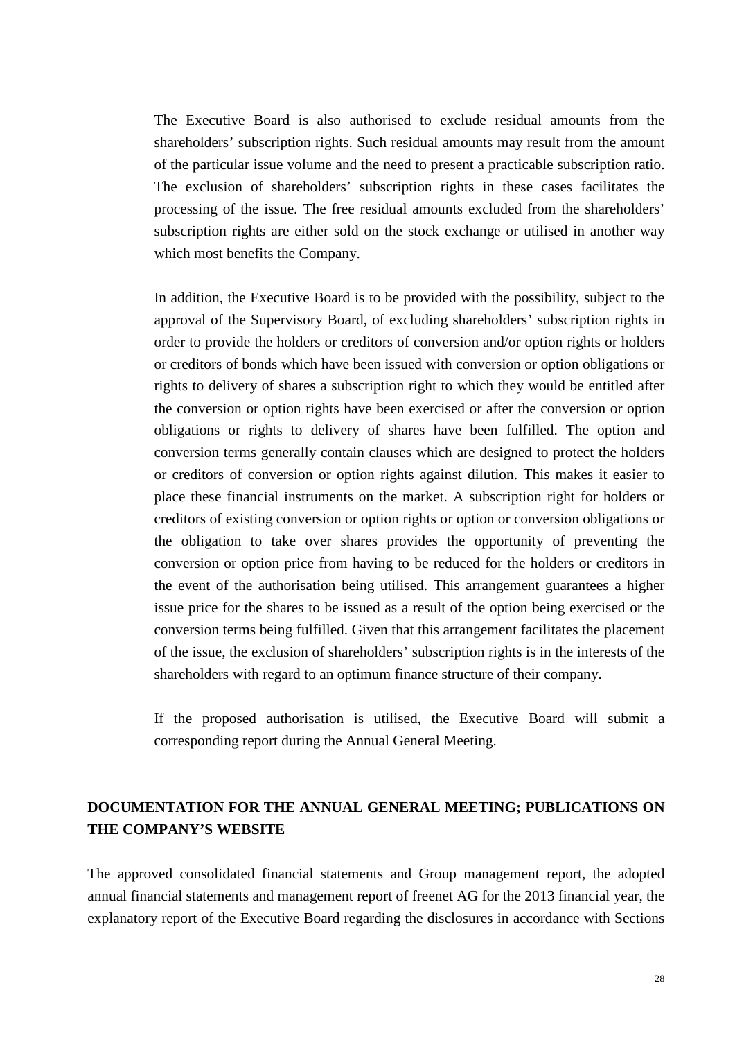The Executive Board is also authorised to exclude residual amounts from the shareholders' subscription rights. Such residual amounts may result from the amount of the particular issue volume and the need to present a practicable subscription ratio. The exclusion of shareholders' subscription rights in these cases facilitates the processing of the issue. The free residual amounts excluded from the shareholders' subscription rights are either sold on the stock exchange or utilised in another way which most benefits the Company.

In addition, the Executive Board is to be provided with the possibility, subject to the approval of the Supervisory Board, of excluding shareholders' subscription rights in order to provide the holders or creditors of conversion and/or option rights or holders or creditors of bonds which have been issued with conversion or option obligations or rights to delivery of shares a subscription right to which they would be entitled after the conversion or option rights have been exercised or after the conversion or option obligations or rights to delivery of shares have been fulfilled. The option and conversion terms generally contain clauses which are designed to protect the holders or creditors of conversion or option rights against dilution. This makes it easier to place these financial instruments on the market. A subscription right for holders or creditors of existing conversion or option rights or option or conversion obligations or the obligation to take over shares provides the opportunity of preventing the conversion or option price from having to be reduced for the holders or creditors in the event of the authorisation being utilised. This arrangement guarantees a higher issue price for the shares to be issued as a result of the option being exercised or the conversion terms being fulfilled. Given that this arrangement facilitates the placement of the issue, the exclusion of shareholders' subscription rights is in the interests of the shareholders with regard to an optimum finance structure of their company.

If the proposed authorisation is utilised, the Executive Board will submit a corresponding report during the Annual General Meeting.

## DOCUMENTATION FOR THE ANNUAL GENERAL MEETING; PUBLICATIONS ON THE COMPANY'S WEBSITE

The approved consolidated financial statements and Group management report, the adopted annual financial statements and management report of freenet AG for the 2013 financial year, the explanatory report of the Executive Board regarding the disclosures in accordance with Sections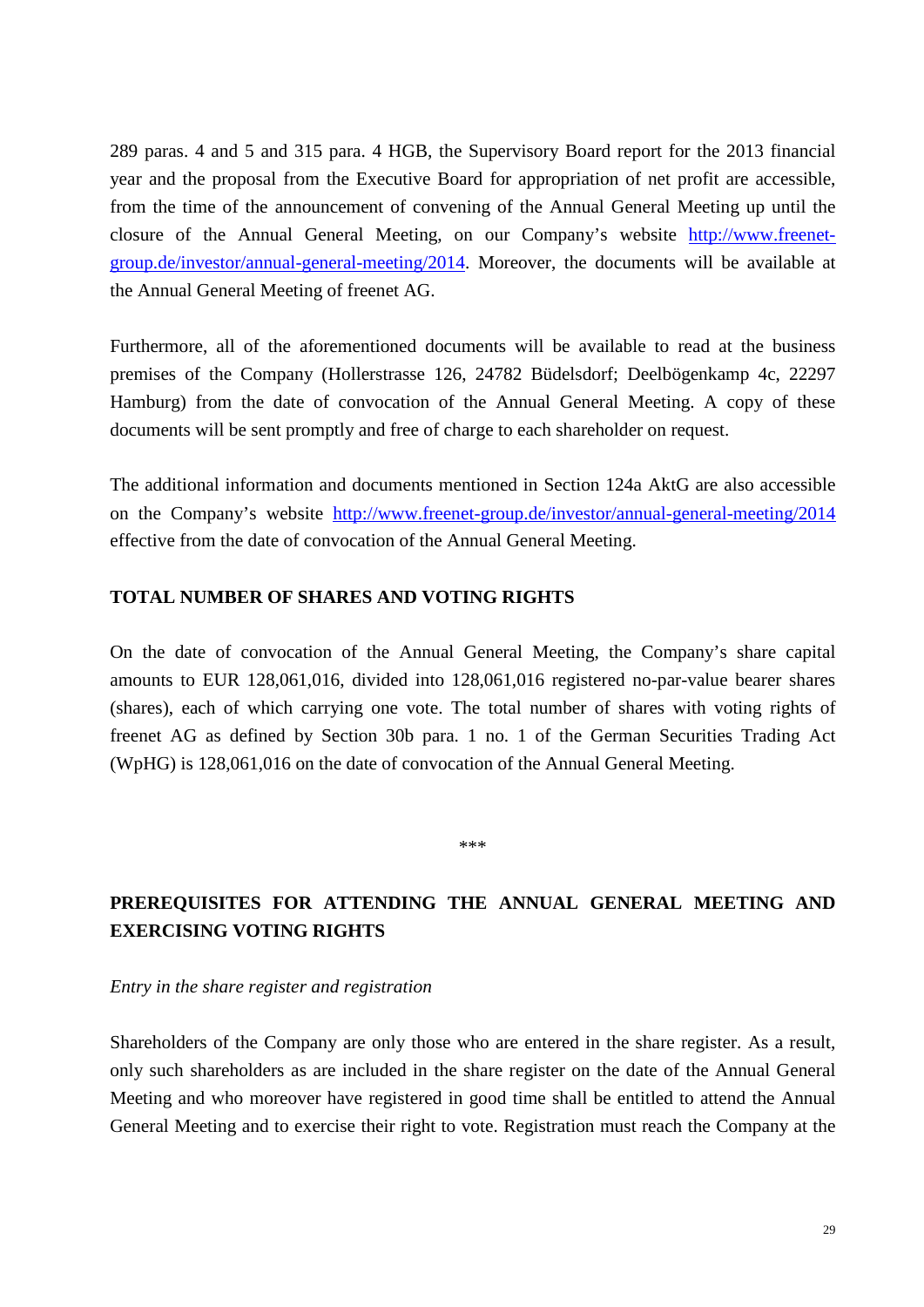289 paras. 4 and 5 and 315 para. 4 HGB, the Supervisory Board report for the 2013 financial year and the proposal from the Executive Board for appropriation of net profit are accessible, from the time of the announcement of convening of the Annual General Meeting up until the closure of the Annual General Meeting, on our Company's website [http://www.freenet-group.de/investor/annual-general-meeting/2014](http://www.freenet-group.de/investor/annual-general-meeting/2014). Moreover, the documents will be available at the Annual General Meeting of freenet AG.

Furthermore, all of the aforementioned documents will be available to read at the business premises of the Company (Hollerstrasse 126, 24782 Büdelsdorf; Deelbögenkamp 4c, 22297 Hamburg) from the date of convocation of the Annual General Meeting. A copy of these documents will be sent promptly and free of charge to each shareholder on request.

The additional information and documents mentioned in Section 124a AktG are also accessible on the Company's website [http://www.freenet-group.de/investor/annual-general-meeting/2014](http://www.freenet-group.de/investor/annual-general-meeting/2014) effective from the date of convocation of the Annual General Meeting.

**TOTAL NUMBER OF SHARES AND VOTING RIGHTS**

On the date of convocation of the Annual General Meeting, the Company's share capital amounts to EUR 128,061,016, divided into 128,061,016 registered no-par-value bearer shares (shares), each of which carrying one vote. The total number of shares with voting rights of freenet AG as defined by Section 30b para. 1 no. 1 of the German Securities Trading Act (WpHG) is 128,061,016 on the date of convocation of the Annual General Meeting.

***

**PREREQUISITES FOR ATTENDING THE ANNUAL GENERAL MEETING AND EXERCISING VOTING RIGHTS**

*Entry in the share register and registration*

Shareholders of the Company are only those who are entered in the share register. As a result, only such shareholders as are included in the share register on the date of the Annual General Meeting and who moreover have registered in good time shall be entitled to attend the Annual General Meeting and to exercise their right to vote. Registration must reach the Company at the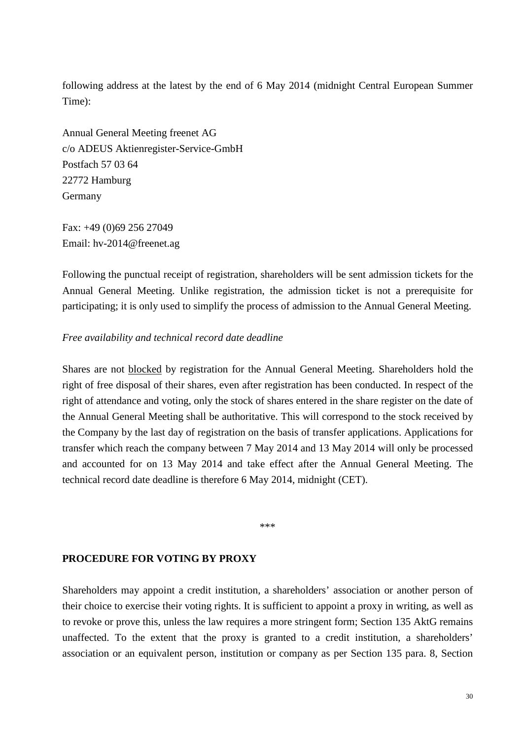following address at the latest by the end of 6 May 2014 (midnight Central European Summer Time):

Annual General Meeting freenet AG
c/o ADEUS Aktienregister-Service-GmbH
Postfach 57 03 64
22772 Hamburg
Germany

Fax: +49 (0)69 256 27049
Email: hv-2014@freenet.ag

Following the punctual receipt of registration, shareholders will be sent admission tickets for the Annual General Meeting. Unlike registration, the admission ticket is not a prerequisite for participating; it is only used to simplify the process of admission to the Annual General Meeting.

*Free availability and technical record date deadline*

Shares are not blocked by registration for the Annual General Meeting. Shareholders hold the right of free disposal of their shares, even after registration has been conducted. In respect of the right of attendance and voting, only the stock of shares entered in the share register on the date of the Annual General Meeting shall be authoritative. This will correspond to the stock received by the Company by the last day of registration on the basis of transfer applications. Applications for transfer which reach the company between 7 May 2014 and 13 May 2014 will only be processed and accounted for on 13 May 2014 and take effect after the Annual General Meeting. The technical record date deadline is therefore 6 May 2014, midnight (CET).

***

## PROCEDURE FOR VOTING BY PROXY

Shareholders may appoint a credit institution, a shareholders' association or another person of their choice to exercise their voting rights. It is sufficient to appoint a proxy in writing, as well as to revoke or prove this, unless the law requires a more stringent form; Section 135 AktG remains unaffected. To the extent that the proxy is granted to a credit institution, a shareholders' association or an equivalent person, institution or company as per Section 135 para. 8, Section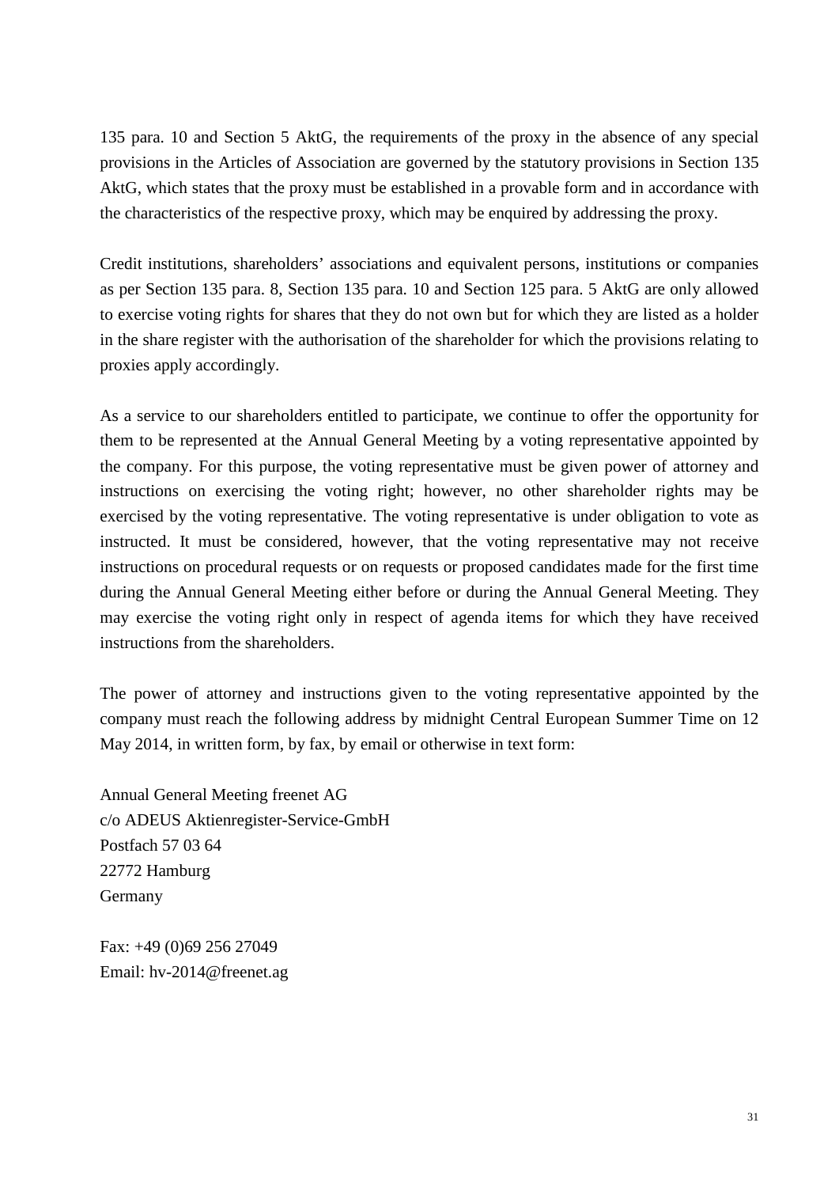135 para. 10 and Section 5 AktG, the requirements of the proxy in the absence of any special provisions in the Articles of Association are governed by the statutory provisions in Section 135 AktG, which states that the proxy must be established in a provable form and in accordance with the characteristics of the respective proxy, which may be enquired by addressing the proxy.

Credit institutions, shareholders' associations and equivalent persons, institutions or companies as per Section 135 para. 8, Section 135 para. 10 and Section 125 para. 5 AktG are only allowed to exercise voting rights for shares that they do not own but for which they are listed as a holder in the share register with the authorisation of the shareholder for which the provisions relating to proxies apply accordingly.

As a service to our shareholders entitled to participate, we continue to offer the opportunity for them to be represented at the Annual General Meeting by a voting representative appointed by the company. For this purpose, the voting representative must be given power of attorney and instructions on exercising the voting right; however, no other shareholder rights may be exercised by the voting representative. The voting representative is under obligation to vote as instructed. It must be considered, however, that the voting representative may not receive instructions on procedural requests or on requests or proposed candidates made for the first time during the Annual General Meeting either before or during the Annual General Meeting. They may exercise the voting right only in respect of agenda items for which they have received instructions from the shareholders.

The power of attorney and instructions given to the voting representative appointed by the company must reach the following address by midnight Central European Summer Time on 12 May 2014, in written form, by fax, by email or otherwise in text form:

Annual General Meeting freenet AG
c/o ADEUS Aktienregister-Service-GmbH
Postfach 57 03 64
22772 Hamburg
Germany

Fax: +49 (0)69 256 27049
Email: hv-2014@freenet.ag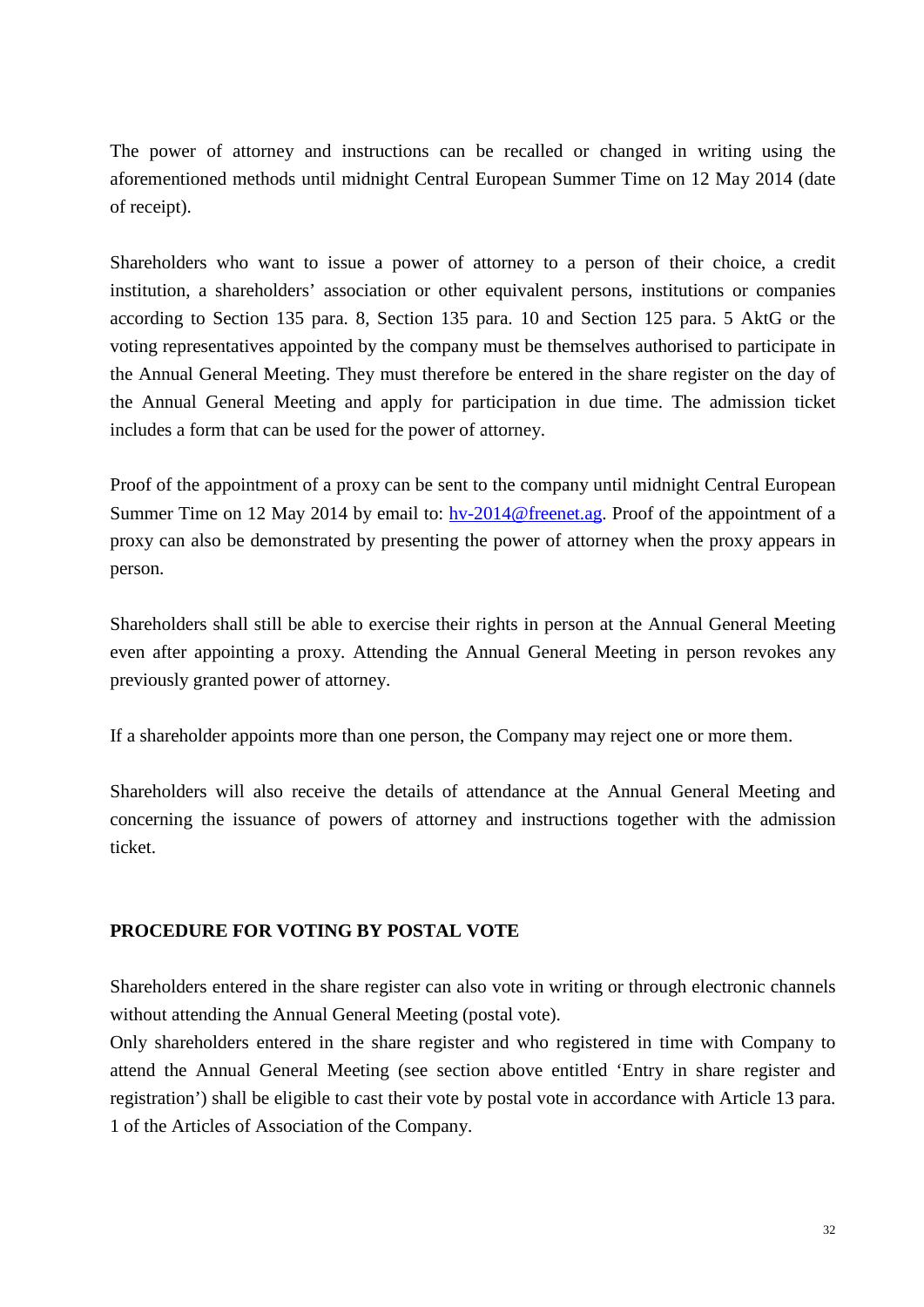The power of attorney and instructions can be recalled or changed in writing using the aforementioned methods until midnight Central European Summer Time on 12 May 2014 (date of receipt).

Shareholders who want to issue a power of attorney to a person of their choice, a credit institution, a shareholders' association or other equivalent persons, institutions or companies according to Section 135 para. 8, Section 135 para. 10 and Section 125 para. 5 AktG or the voting representatives appointed by the company must be themselves authorised to participate in the Annual General Meeting. They must therefore be entered in the share register on the day of the Annual General Meeting and apply for participation in due time. The admission ticket includes a form that can be used for the power of attorney.

Proof of the appointment of a proxy can be sent to the company until midnight Central European Summer Time on 12 May 2014 by email to: hv-2014@freenet.ag. Proof of the appointment of a proxy can also be demonstrated by presenting the power of attorney when the proxy appears in person.

Shareholders shall still be able to exercise their rights in person at the Annual General Meeting even after appointing a proxy. Attending the Annual General Meeting in person revokes any previously granted power of attorney.

If a shareholder appoints more than one person, the Company may reject one or more them.

Shareholders will also receive the details of attendance at the Annual General Meeting and concerning the issuance of powers of attorney and instructions together with the admission ticket.

**PROCEDURE FOR VOTING BY POSTAL VOTE**

Shareholders entered in the share register can also vote in writing or through electronic channels without attending the Annual General Meeting (postal vote).
Only shareholders entered in the share register and who registered in time with Company to attend the Annual General Meeting (see section above entitled 'Entry in share register and registration') shall be eligible to cast their vote by postal vote in accordance with Article 13 para. 1 of the Articles of Association of the Company.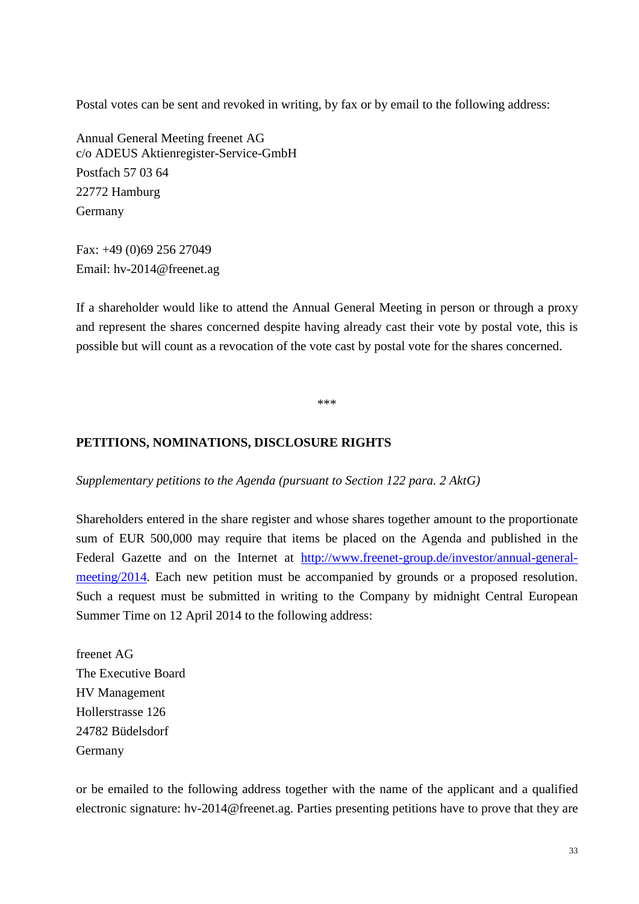Postal votes can be sent and revoked in writing, by fax or by email to the following address:

Annual General Meeting freenet AG
c/o ADEUS Aktienregister-Service-GmbH
Postfach 57 03 64
22772 Hamburg
Germany

Fax: +49 (0)69 256 27049
Email: hv-2014@freenet.ag

If a shareholder would like to attend the Annual General Meeting in person or through a proxy and represent the shares concerned despite having already cast their vote by postal vote, this is possible but will count as a revocation of the vote cast by postal vote for the shares concerned.

***

## PETITIONS, NOMINATIONS, DISCLOSURE RIGHTS

*Supplementary petitions to the Agenda (pursuant to Section 122 para. 2 AktG)*

Shareholders entered in the share register and whose shares together amount to the proportionate sum of EUR 500,000 may require that items be placed on the Agenda and published in the Federal Gazette and on the Internet at [http://www.freenet-group.de/investor/annual-general-meeting/2014](http://www.freenet-group.de/investor/annual-general-meeting/2014). Each new petition must be accompanied by grounds or a proposed resolution. Such a request must be submitted in writing to the Company by midnight Central European Summer Time on 12 April 2014 to the following address:

freenet AG
The Executive Board
HV Management
Hollerstrasse 126
24782 Büdelsdorf
Germany

or be emailed to the following address together with the name of the applicant and a qualified electronic signature: hv-2014@freenet.ag. Parties presenting petitions have to prove that they are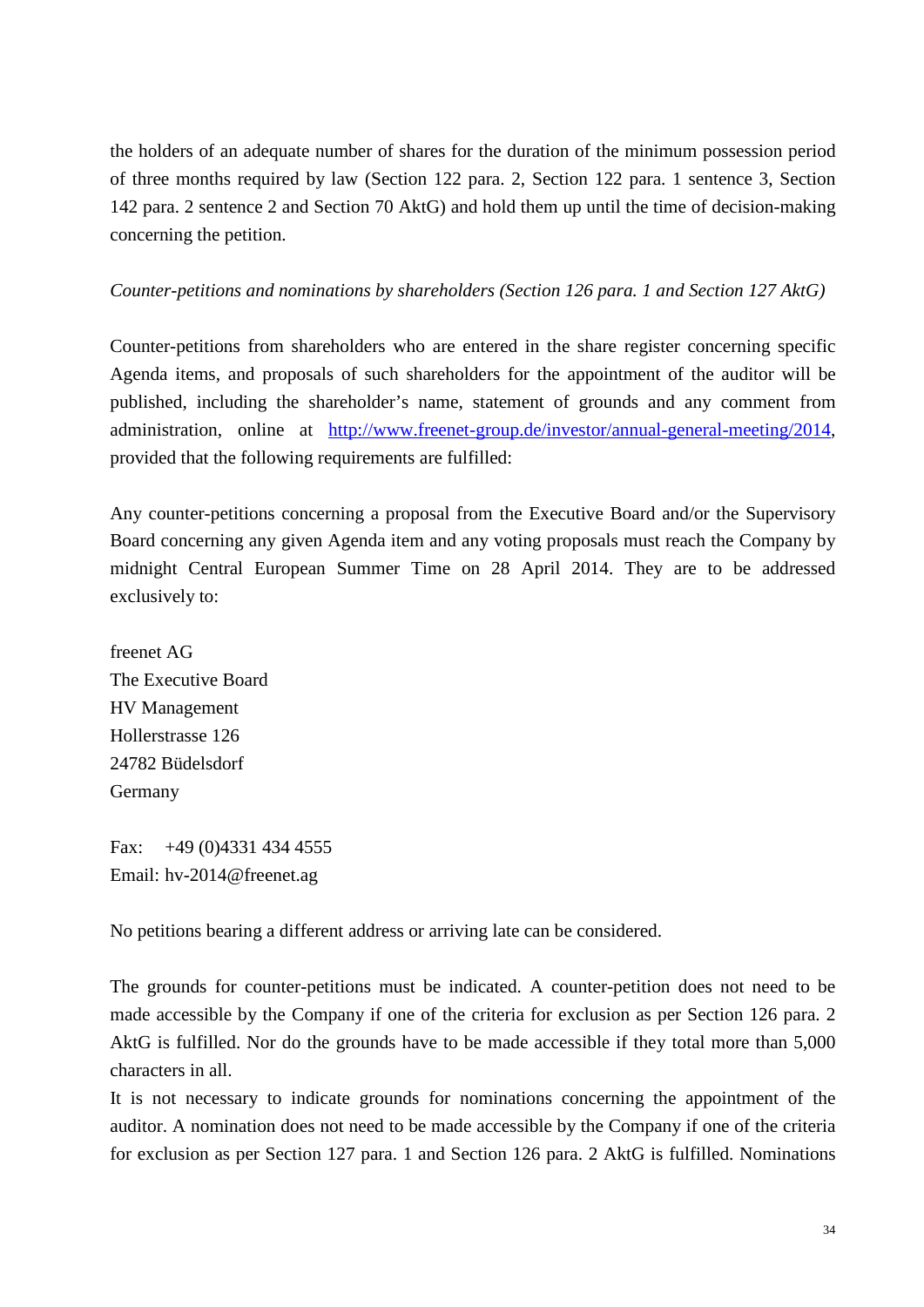the holders of an adequate number of shares for the duration of the minimum possession period of three months required by law (Section 122 para. 2, Section 122 para. 1 sentence 3, Section 142 para. 2 sentence 2 and Section 70 AktG) and hold them up until the time of decision-making concerning the petition.

*Counter-petitions and nominations by shareholders (Section 126 para. 1 and Section 127 AktG)*

Counter-petitions from shareholders who are entered in the share register concerning specific Agenda items, and proposals of such shareholders for the appointment of the auditor will be published, including the shareholder's name, statement of grounds and any comment from administration, online at [http://www.freenet-group.de/investor/annual-general-meeting/2014](http://www.freenet-group.de/investor/annual-general-meeting/2014), provided that the following requirements are fulfilled:

Any counter-petitions concerning a proposal from the Executive Board and/or the Supervisory Board concerning any given Agenda item and any voting proposals must reach the Company by midnight Central European Summer Time on 28 April 2014. They are to be addressed exclusively to:

freenet AG
The Executive Board
HV Management
Hollerstrasse 126
24782 Büdelsdorf
Germany

Fax: +49 (0)4331 434 4555
Email: hv-2014@freenet.ag

No petitions bearing a different address or arriving late can be considered.

The grounds for counter-petitions must be indicated. A counter-petition does not need to be made accessible by the Company if one of the criteria for exclusion as per Section 126 para. 2 AktG is fulfilled. Nor do the grounds have to be made accessible if they total more than 5,000 characters in all.
It is not necessary to indicate grounds for nominations concerning the appointment of the auditor. A nomination does not need to be made accessible by the Company if one of the criteria for exclusion as per Section 127 para. 1 and Section 126 para. 2 AktG is fulfilled. Nominations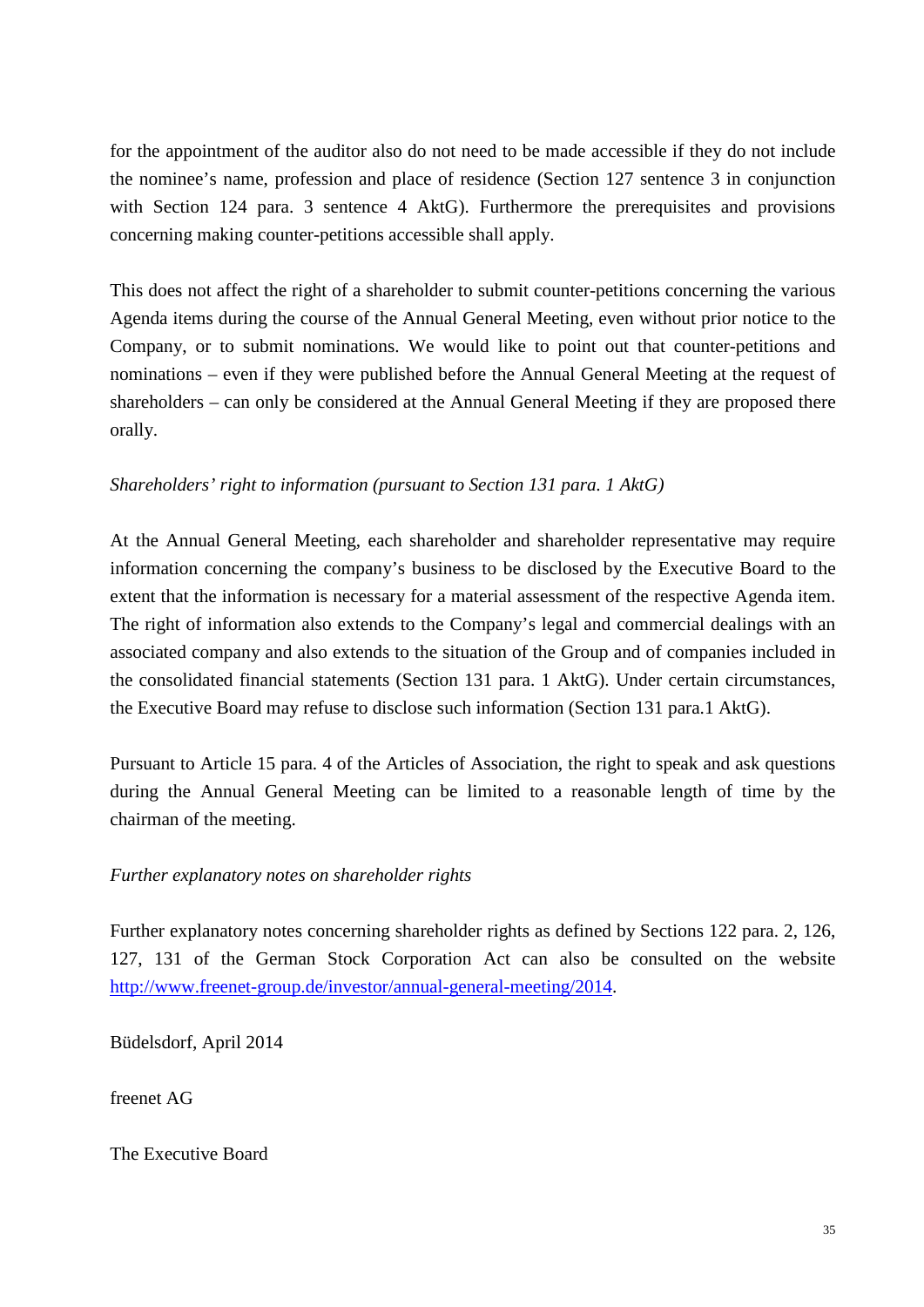for the appointment of the auditor also do not need to be made accessible if they do not include the nominee's name, profession and place of residence (Section 127 sentence 3 in conjunction with Section 124 para. 3 sentence 4 AktG). Furthermore the prerequisites and provisions concerning making counter-petitions accessible shall apply.

This does not affect the right of a shareholder to submit counter-petitions concerning the various Agenda items during the course of the Annual General Meeting, even without prior notice to the Company, or to submit nominations. We would like to point out that counter-petitions and nominations – even if they were published before the Annual General Meeting at the request of shareholders – can only be considered at the Annual General Meeting if they are proposed there orally.

*Shareholders' right to information (pursuant to Section 131 para. 1 AktG)*

At the Annual General Meeting, each shareholder and shareholder representative may require information concerning the company's business to be disclosed by the Executive Board to the extent that the information is necessary for a material assessment of the respective Agenda item. The right of information also extends to the Company's legal and commercial dealings with an associated company and also extends to the situation of the Group and of companies included in the consolidated financial statements (Section 131 para. 1 AktG). Under certain circumstances, the Executive Board may refuse to disclose such information (Section 131 para.1 AktG).

Pursuant to Article 15 para. 4 of the Articles of Association, the right to speak and ask questions during the Annual General Meeting can be limited to a reasonable length of time by the chairman of the meeting.

*Further explanatory notes on shareholder rights*

Further explanatory notes concerning shareholder rights as defined by Sections 122 para. 2, 126, 127, 131 of the German Stock Corporation Act can also be consulted on the website http://www.freenet-group.de/investor/annual-general-meeting/2014.

Büdelsdorf, April 2014

freenet AG

The Executive Board